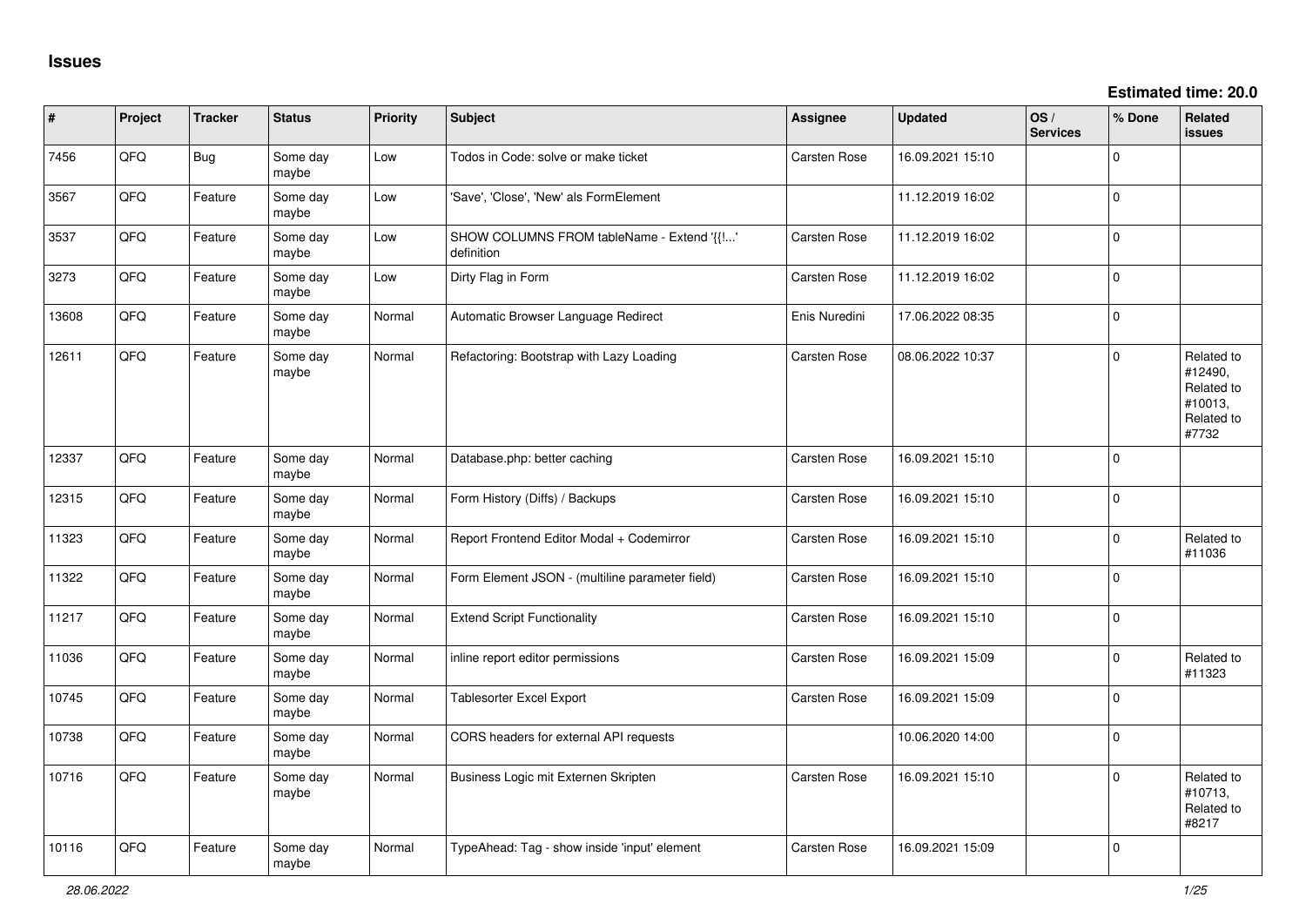# Issues

**Estimated time: 20.0**

| # | Project | Tracker | Status | Priority | Subject | Assignee | Updated | OS / Services | % Done | Related issues |
|---|---|---|---|---|---|---|---|---|---|---|
| 7456 | QFQ | Bug | Some day maybe | Low | Todos in Code: solve or make ticket | Carsten Rose | 16.09.2021 15:10 | | 0 | |
| 3567 | QFQ | Feature | Some day maybe | Low | 'Save', 'Close', 'New' als FormElement | | 11.12.2019 16:02 | | 0 | |
| 3537 | QFQ | Feature | Some day maybe | Low | SHOW COLUMNS FROM tableName - Extend '{{!...' definition | Carsten Rose | 11.12.2019 16:02 | | 0 | |
| 3273 | QFQ | Feature | Some day maybe | Low | Dirty Flag in Form | Carsten Rose | 11.12.2019 16:02 | | 0 | |
| 13608 | QFQ | Feature | Some day maybe | Normal | Automatic Browser Language Redirect | Enis Nuredini | 17.06.2022 08:35 | | 0 | |
| 12611 | QFQ | Feature | Some day maybe | Normal | Refactoring: Bootstrap with Lazy Loading | Carsten Rose | 08.06.2022 10:37 | | 0 | Related to #12490, Related to #10013, Related to #7732 |
| 12337 | QFQ | Feature | Some day maybe | Normal | Database.php: better caching | Carsten Rose | 16.09.2021 15:10 | | 0 | |
| 12315 | QFQ | Feature | Some day maybe | Normal | Form History (Diffs) / Backups | Carsten Rose | 16.09.2021 15:10 | | 0 | |
| 11323 | QFQ | Feature | Some day maybe | Normal | Report Frontend Editor Modal + Codemirror | Carsten Rose | 16.09.2021 15:10 | | 0 | Related to #11036 |
| 11322 | QFQ | Feature | Some day maybe | Normal | Form Element JSON - (multiline parameter field) | Carsten Rose | 16.09.2021 15:10 | | 0 | |
| 11217 | QFQ | Feature | Some day maybe | Normal | Extend Script Functionality | Carsten Rose | 16.09.2021 15:10 | | 0 | |
| 11036 | QFQ | Feature | Some day maybe | Normal | inline report editor permissions | Carsten Rose | 16.09.2021 15:09 | | 0 | Related to #11323 |
| 10745 | QFQ | Feature | Some day maybe | Normal | Tablesorter Excel Export | Carsten Rose | 16.09.2021 15:09 | | 0 | |
| 10738 | QFQ | Feature | Some day maybe | Normal | CORS headers for external API requests | | 10.06.2020 14:00 | | 0 | |
| 10716 | QFQ | Feature | Some day maybe | Normal | Business Logic mit Externen Skripten | Carsten Rose | 16.09.2021 15:10 | | 0 | Related to #10713, Related to #8217 |
| 10116 | QFQ | Feature | Some day maybe | Normal | TypeAhead: Tag - show inside 'input' element | Carsten Rose | 16.09.2021 15:09 | | 0 | |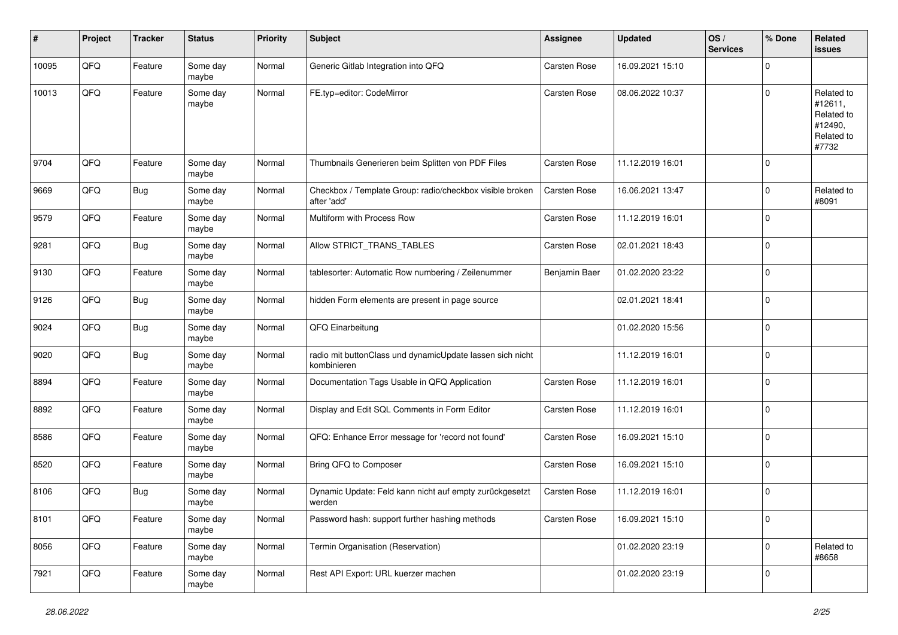| # | Project | Tracker | Status | Priority | Subject | Assignee | Updated | OS / Services | % Done | Related issues |
|---|---|---|---|---|---|---|---|---|---|---|
| 10095 | QFQ | Feature | Some day maybe | Normal | Generic Gitlab Integration into QFQ | Carsten Rose | 16.09.2021 15:10 | | 0 | |
| 10013 | QFQ | Feature | Some day maybe | Normal | FE.typ=editor: CodeMirror | Carsten Rose | 08.06.2022 10:37 | | 0 | Related to #12611, Related to #12490, Related to #7732 |
| 9704 | QFQ | Feature | Some day maybe | Normal | Thumbnails Generieren beim Splitten von PDF Files | Carsten Rose | 11.12.2019 16:01 | | 0 | |
| 9669 | QFQ | Bug | Some day maybe | Normal | Checkbox / Template Group: radio/checkbox visible broken after 'add' | Carsten Rose | 16.06.2021 13:47 | | 0 | Related to #8091 |
| 9579 | QFQ | Feature | Some day maybe | Normal | Multiform with Process Row | Carsten Rose | 11.12.2019 16:01 | | 0 | |
| 9281 | QFQ | Bug | Some day maybe | Normal | Allow STRICT_TRANS_TABLES | Carsten Rose | 02.01.2021 18:43 | | 0 | |
| 9130 | QFQ | Feature | Some day maybe | Normal | tablesorter: Automatic Row numbering / Zeilenummer | Benjamin Baer | 01.02.2020 23:22 | | 0 | |
| 9126 | QFQ | Bug | Some day maybe | Normal | hidden Form elements are present in page source | | 02.01.2021 18:41 | | 0 | |
| 9024 | QFQ | Bug | Some day maybe | Normal | QFQ Einarbeitung | | 01.02.2020 15:56 | | 0 | |
| 9020 | QFQ | Bug | Some day maybe | Normal | radio mit buttonClass und dynamicUpdate lassen sich nicht kombinieren | | 11.12.2019 16:01 | | 0 | |
| 8894 | QFQ | Feature | Some day maybe | Normal | Documentation Tags Usable in QFQ Application | Carsten Rose | 11.12.2019 16:01 | | 0 | |
| 8892 | QFQ | Feature | Some day maybe | Normal | Display and Edit SQL Comments in Form Editor | Carsten Rose | 11.12.2019 16:01 | | 0 | |
| 8586 | QFQ | Feature | Some day maybe | Normal | QFQ: Enhance Error message for 'record not found' | Carsten Rose | 16.09.2021 15:10 | | 0 | |
| 8520 | QFQ | Feature | Some day maybe | Normal | Bring QFQ to Composer | Carsten Rose | 16.09.2021 15:10 | | 0 | |
| 8106 | QFQ | Bug | Some day maybe | Normal | Dynamic Update: Feld kann nicht auf empty zurückgesetzt werden | Carsten Rose | 11.12.2019 16:01 | | 0 | |
| 8101 | QFQ | Feature | Some day maybe | Normal | Password hash: support further hashing methods | Carsten Rose | 16.09.2021 15:10 | | 0 | |
| 8056 | QFQ | Feature | Some day maybe | Normal | Termin Organisation (Reservation) | | 01.02.2020 23:19 | | 0 | Related to #8658 |
| 7921 | QFQ | Feature | Some day maybe | Normal | Rest API Export: URL kuerzer machen | | 01.02.2020 23:19 | | 0 | |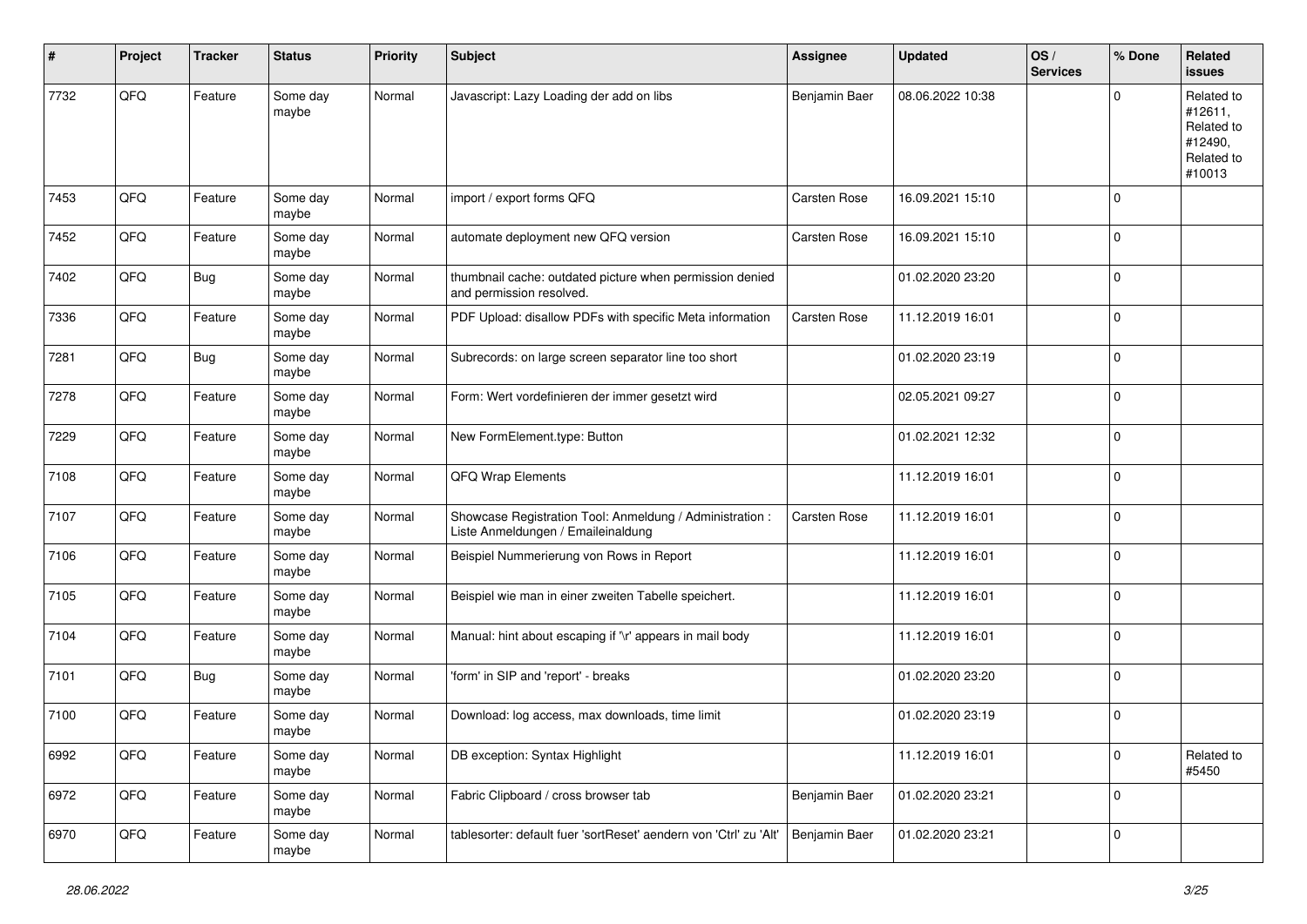| # | Project | Tracker | Status | Priority | Subject | Assignee | Updated | OS / Services | % Done | Related issues |
|---|---|---|---|---|---|---|---|---|---|---|
| 7732 | QFQ | Feature | Some day maybe | Normal | Javascript: Lazy Loading der add on libs | Benjamin Baer | 08.06.2022 10:38 | | 0 | Related to #12611, Related to #12490, Related to #10013 |
| 7453 | QFQ | Feature | Some day maybe | Normal | import / export forms QFQ | Carsten Rose | 16.09.2021 15:10 | | 0 | |
| 7452 | QFQ | Feature | Some day maybe | Normal | automate deployment new QFQ version | Carsten Rose | 16.09.2021 15:10 | | 0 | |
| 7402 | QFQ | Bug | Some day maybe | Normal | thumbnail cache: outdated picture when permission denied and permission resolved. | | 01.02.2020 23:20 | | 0 | |
| 7336 | QFQ | Feature | Some day maybe | Normal | PDF Upload: disallow PDFs with specific Meta information | Carsten Rose | 11.12.2019 16:01 | | 0 | |
| 7281 | QFQ | Bug | Some day maybe | Normal | Subrecords: on large screen separator line too short | | 01.02.2020 23:19 | | 0 | |
| 7278 | QFQ | Feature | Some day maybe | Normal | Form: Wert vordefinieren der immer gesetzt wird | | 02.05.2021 09:27 | | 0 | |
| 7229 | QFQ | Feature | Some day maybe | Normal | New FormElement.type: Button | | 01.02.2021 12:32 | | 0 | |
| 7108 | QFQ | Feature | Some day maybe | Normal | QFQ Wrap Elements | | 11.12.2019 16:01 | | 0 | |
| 7107 | QFQ | Feature | Some day maybe | Normal | Showcase Registration Tool: Anmeldung / Administration : Liste Anmeldungen / Emaileinaldung | Carsten Rose | 11.12.2019 16:01 | | 0 | |
| 7106 | QFQ | Feature | Some day maybe | Normal | Beispiel Nummerierung von Rows in Report | | 11.12.2019 16:01 | | 0 | |
| 7105 | QFQ | Feature | Some day maybe | Normal | Beispiel wie man in einer zweiten Tabelle speichert. | | 11.12.2019 16:01 | | 0 | |
| 7104 | QFQ | Feature | Some day maybe | Normal | Manual: hint about escaping if '\r' appears in mail body | | 11.12.2019 16:01 | | 0 | |
| 7101 | QFQ | Bug | Some day maybe | Normal | 'form' in SIP and 'report' - breaks | | 01.02.2020 23:20 | | 0 | |
| 7100 | QFQ | Feature | Some day maybe | Normal | Download: log access, max downloads, time limit | | 01.02.2020 23:19 | | 0 | |
| 6992 | QFQ | Feature | Some day maybe | Normal | DB exception: Syntax Highlight | | 11.12.2019 16:01 | | 0 | Related to #5450 |
| 6972 | QFQ | Feature | Some day maybe | Normal | Fabric Clipboard / cross browser tab | Benjamin Baer | 01.02.2020 23:21 | | 0 | |
| 6970 | QFQ | Feature | Some day maybe | Normal | tablesorter: default fuer 'sortReset' aendern von 'Ctrl' zu 'Alt' | Benjamin Baer | 01.02.2020 23:21 | | 0 | |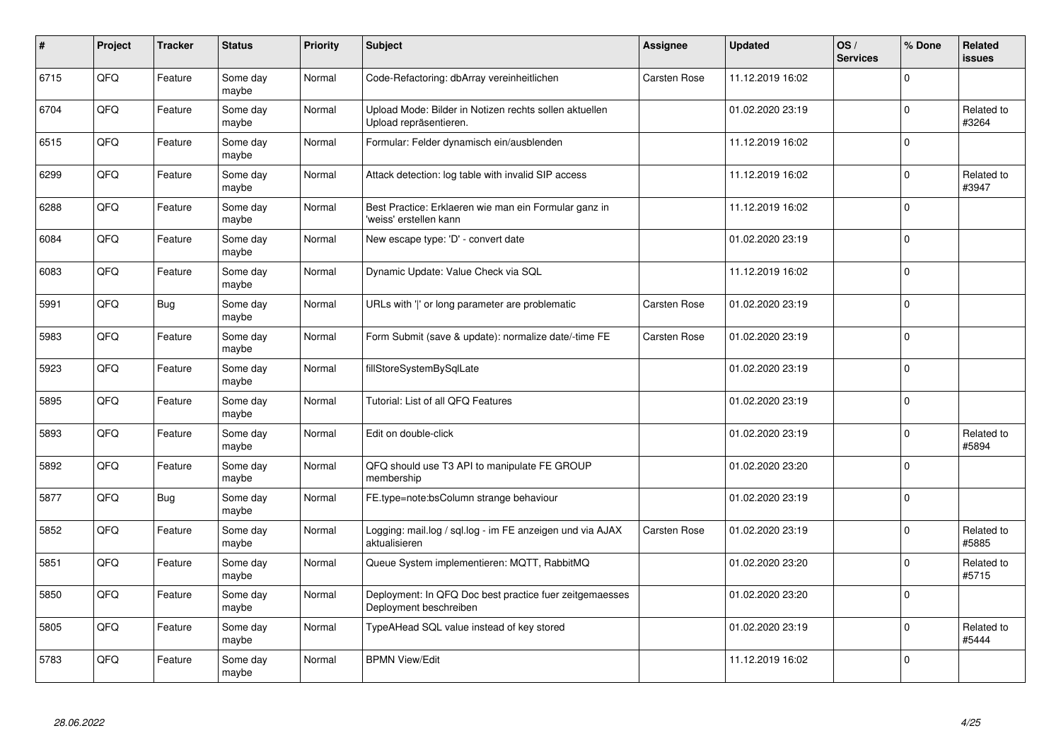| # | Project | Tracker | Status | Priority | Subject | Assignee | Updated | OS / Services | % Done | Related issues |
|---|---|---|---|---|---|---|---|---|---|---|
| 6715 | QFQ | Feature | Some day maybe | Normal | Code-Refactoring: dbArray vereinheitlichen | Carsten Rose | 11.12.2019 16:02 | | 0 | |
| 6704 | QFQ | Feature | Some day maybe | Normal | Upload Mode: Bilder in Notizen rechts sollen aktuellen Upload repräsentieren. | | 01.02.2020 23:19 | | 0 | Related to #3264 |
| 6515 | QFQ | Feature | Some day maybe | Normal | Formular: Felder dynamisch ein/ausblenden | | 11.12.2019 16:02 | | 0 | |
| 6299 | QFQ | Feature | Some day maybe | Normal | Attack detection: log table with invalid SIP access | | 11.12.2019 16:02 | | 0 | Related to #3947 |
| 6288 | QFQ | Feature | Some day maybe | Normal | Best Practice: Erklaeren wie man ein Formular ganz in 'weiss' erstellen kann | | 11.12.2019 16:02 | | 0 | |
| 6084 | QFQ | Feature | Some day maybe | Normal | New escape type: 'D' - convert date | | 01.02.2020 23:19 | | 0 | |
| 6083 | QFQ | Feature | Some day maybe | Normal | Dynamic Update: Value Check via SQL | | 11.12.2019 16:02 | | 0 | |
| 5991 | QFQ | Bug | Some day maybe | Normal | URLs with '\|' or long parameter are problematic | Carsten Rose | 01.02.2020 23:19 | | 0 | |
| 5983 | QFQ | Feature | Some day maybe | Normal | Form Submit (save & update): normalize date/-time FE | Carsten Rose | 01.02.2020 23:19 | | 0 | |
| 5923 | QFQ | Feature | Some day maybe | Normal | fillStoreSystemBySqlLate | | 01.02.2020 23:19 | | 0 | |
| 5895 | QFQ | Feature | Some day maybe | Normal | Tutorial: List of all QFQ Features | | 01.02.2020 23:19 | | 0 | |
| 5893 | QFQ | Feature | Some day maybe | Normal | Edit on double-click | | 01.02.2020 23:19 | | 0 | Related to #5894 |
| 5892 | QFQ | Feature | Some day maybe | Normal | QFQ should use T3 API to manipulate FE GROUP membership | | 01.02.2020 23:20 | | 0 | |
| 5877 | QFQ | Bug | Some day maybe | Normal | FE.type=note:bsColumn strange behaviour | | 01.02.2020 23:19 | | 0 | |
| 5852 | QFQ | Feature | Some day maybe | Normal | Logging: mail.log / sql.log - im FE anzeigen und via AJAX aktualisieren | Carsten Rose | 01.02.2020 23:19 | | 0 | Related to #5885 |
| 5851 | QFQ | Feature | Some day maybe | Normal | Queue System implementieren: MQTT, RabbitMQ | | 01.02.2020 23:20 | | 0 | Related to #5715 |
| 5850 | QFQ | Feature | Some day maybe | Normal | Deployment: In QFQ Doc best practice fuer zeitgemaesses Deployment beschreiben | | 01.02.2020 23:20 | | 0 | |
| 5805 | QFQ | Feature | Some day maybe | Normal | TypeAHead SQL value instead of key stored | | 01.02.2020 23:19 | | 0 | Related to #5444 |
| 5783 | QFQ | Feature | Some day maybe | Normal | BPMN View/Edit | | 11.12.2019 16:02 | | 0 | |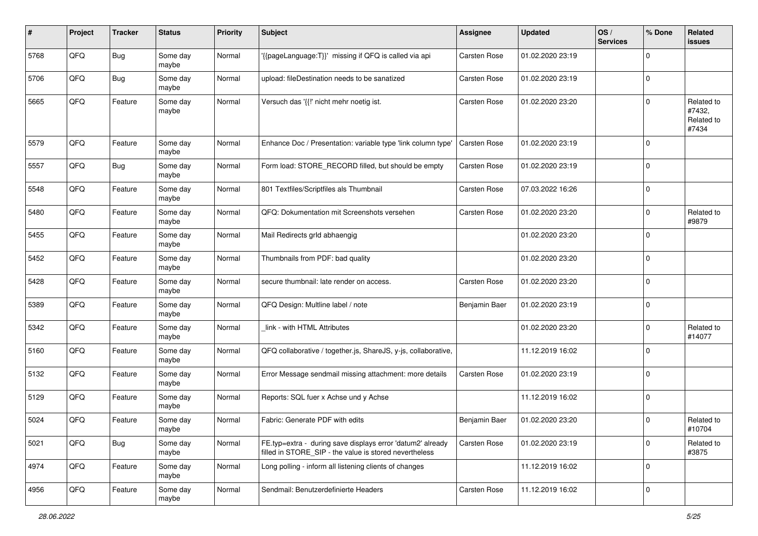| # | Project | Tracker | Status | Priority | Subject | Assignee | Updated | OS / Services | % Done | Related issues |
|---|---|---|---|---|---|---|---|---|---|---|
| 5768 | QFQ | Bug | Some day maybe | Normal | '{{pageLanguage:T}}' missing if QFQ is called via api | Carsten Rose | 01.02.2020 23:19 | | 0 | |
| 5706 | QFQ | Bug | Some day maybe | Normal | upload: fileDestination needs to be sanatized | Carsten Rose | 01.02.2020 23:19 | | 0 | |
| 5665 | QFQ | Feature | Some day maybe | Normal | Versuch das '{{!' nicht mehr noetig ist. | Carsten Rose | 01.02.2020 23:20 | | 0 | Related to #7432, Related to #7434 |
| 5579 | QFQ | Feature | Some day maybe | Normal | Enhance Doc / Presentation: variable type 'link column type' | Carsten Rose | 01.02.2020 23:19 | | 0 | |
| 5557 | QFQ | Bug | Some day maybe | Normal | Form load: STORE_RECORD filled, but should be empty | Carsten Rose | 01.02.2020 23:19 | | 0 | |
| 5548 | QFQ | Feature | Some day maybe | Normal | 801 Textfiles/Scriptfiles als Thumbnail | Carsten Rose | 07.03.2022 16:26 | | 0 | |
| 5480 | QFQ | Feature | Some day maybe | Normal | QFQ: Dokumentation mit Screenshots versehen | Carsten Rose | 01.02.2020 23:20 | | 0 | Related to #9879 |
| 5455 | QFQ | Feature | Some day maybe | Normal | Mail Redirects grId abhaengig | | 01.02.2020 23:20 | | 0 | |
| 5452 | QFQ | Feature | Some day maybe | Normal | Thumbnails from PDF: bad quality | | 01.02.2020 23:20 | | 0 | |
| 5428 | QFQ | Feature | Some day maybe | Normal | secure thumbnail: late render on access. | Carsten Rose | 01.02.2020 23:20 | | 0 | |
| 5389 | QFQ | Feature | Some day maybe | Normal | QFQ Design: Multline label / note | Benjamin Baer | 01.02.2020 23:19 | | 0 | |
| 5342 | QFQ | Feature | Some day maybe | Normal | _link - with HTML Attributes | | 01.02.2020 23:20 | | 0 | Related to #14077 |
| 5160 | QFQ | Feature | Some day maybe | Normal | QFQ collaborative / together.js, ShareJS, y-js, collaborative, | | 11.12.2019 16:02 | | 0 | |
| 5132 | QFQ | Feature | Some day maybe | Normal | Error Message sendmail missing attachment: more details | Carsten Rose | 01.02.2020 23:19 | | 0 | |
| 5129 | QFQ | Feature | Some day maybe | Normal | Reports: SQL fuer x Achse und y Achse | | 11.12.2019 16:02 | | 0 | |
| 5024 | QFQ | Feature | Some day maybe | Normal | Fabric: Generate PDF with edits | Benjamin Baer | 01.02.2020 23:20 | | 0 | Related to #10704 |
| 5021 | QFQ | Bug | Some day maybe | Normal | FE.typ=extra - during save displays error 'datum2' already filled in STORE_SIP - the value is stored nevertheless | Carsten Rose | 01.02.2020 23:19 | | 0 | Related to #3875 |
| 4974 | QFQ | Feature | Some day maybe | Normal | Long polling - inform all listening clients of changes | | 11.12.2019 16:02 | | 0 | |
| 4956 | QFQ | Feature | Some day maybe | Normal | Sendmail: Benutzerdefinierte Headers | Carsten Rose | 11.12.2019 16:02 | | 0 | |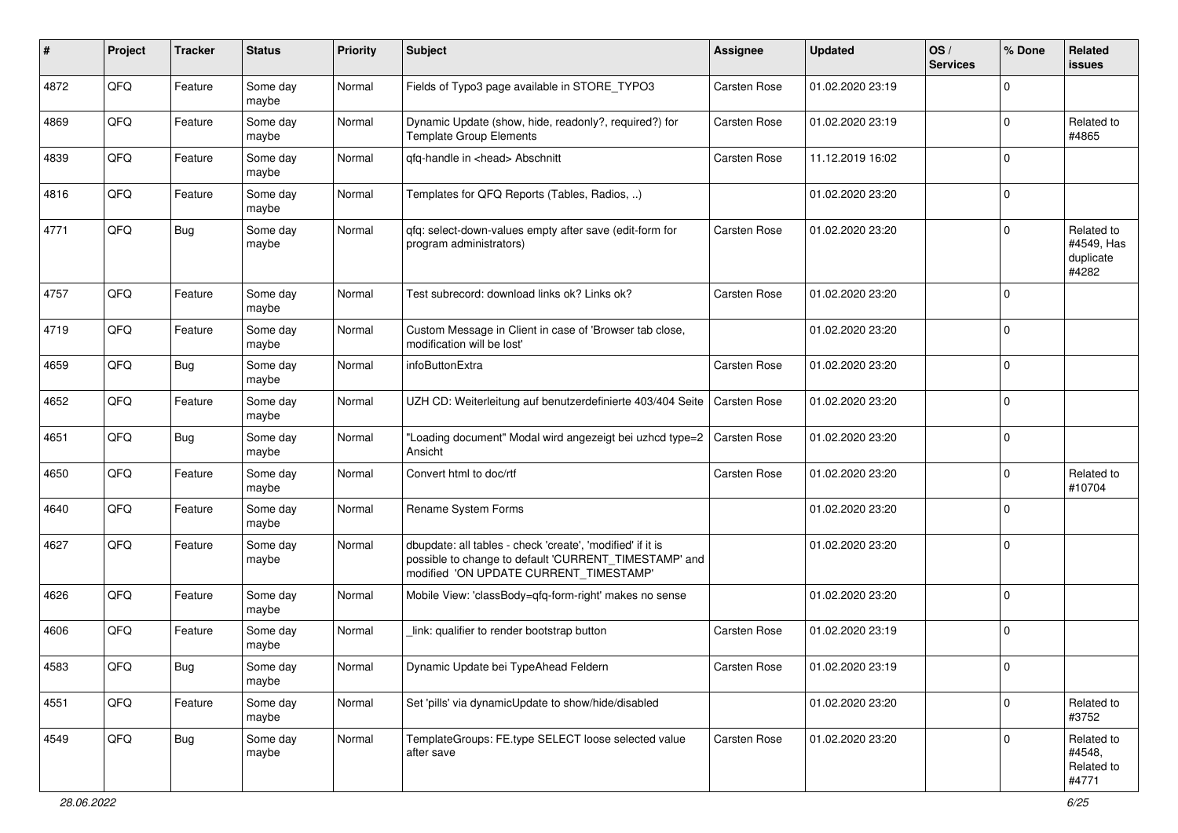| # | Project | Tracker | Status | Priority | Subject | Assignee | Updated | OS / Services | % Done | Related issues |
|---|---|---|---|---|---|---|---|---|---|---|
| 4872 | QFQ | Feature | Some day maybe | Normal | Fields of Typo3 page available in STORE_TYPO3 | Carsten Rose | 01.02.2020 23:19 | | 0 | |
| 4869 | QFQ | Feature | Some day maybe | Normal | Dynamic Update (show, hide, readonly?, required?) for Template Group Elements | Carsten Rose | 01.02.2020 23:19 | | 0 | Related to #4865 |
| 4839 | QFQ | Feature | Some day maybe | Normal | qfq-handle in <head> Abschnitt | Carsten Rose | 11.12.2019 16:02 | | 0 | |
| 4816 | QFQ | Feature | Some day maybe | Normal | Templates for QFQ Reports (Tables, Radios, ..) | | 01.02.2020 23:20 | | 0 | |
| 4771 | QFQ | Bug | Some day maybe | Normal | qfq: select-down-values empty after save (edit-form for program administrators) | Carsten Rose | 01.02.2020 23:20 | | 0 | Related to #4549, Has duplicate #4282 |
| 4757 | QFQ | Feature | Some day maybe | Normal | Test subrecord: download links ok? Links ok? | Carsten Rose | 01.02.2020 23:20 | | 0 | |
| 4719 | QFQ | Feature | Some day maybe | Normal | Custom Message in Client in case of 'Browser tab close, modification will be lost' | | 01.02.2020 23:20 | | 0 | |
| 4659 | QFQ | Bug | Some day maybe | Normal | infoButtonExtra | Carsten Rose | 01.02.2020 23:20 | | 0 | |
| 4652 | QFQ | Feature | Some day maybe | Normal | UZH CD: Weiterleitung auf benutzerdefinierte 403/404 Seite | Carsten Rose | 01.02.2020 23:20 | | 0 | |
| 4651 | QFQ | Bug | Some day maybe | Normal | "Loading document" Modal wird angezeigt bei uzhcd type=2 Ansicht | Carsten Rose | 01.02.2020 23:20 | | 0 | |
| 4650 | QFQ | Feature | Some day maybe | Normal | Convert html to doc/rtf | Carsten Rose | 01.02.2020 23:20 | | 0 | Related to #10704 |
| 4640 | QFQ | Feature | Some day maybe | Normal | Rename System Forms | | 01.02.2020 23:20 | | 0 | |
| 4627 | QFQ | Feature | Some day maybe | Normal | dbupdate: all tables - check 'create', 'modified' if it is possible to change to default 'CURRENT_TIMESTAMP' and modified 'ON UPDATE CURRENT_TIMESTAMP' | | 01.02.2020 23:20 | | 0 | |
| 4626 | QFQ | Feature | Some day maybe | Normal | Mobile View: 'classBody=qfq-form-right' makes no sense | | 01.02.2020 23:20 | | 0 | |
| 4606 | QFQ | Feature | Some day maybe | Normal | _link: qualifier to render bootstrap button | Carsten Rose | 01.02.2020 23:19 | | 0 | |
| 4583 | QFQ | Bug | Some day maybe | Normal | Dynamic Update bei TypeAhead Feldern | Carsten Rose | 01.02.2020 23:19 | | 0 | |
| 4551 | QFQ | Feature | Some day maybe | Normal | Set 'pills' via dynamicUpdate to show/hide/disabled | | 01.02.2020 23:20 | | 0 | Related to #3752 |
| 4549 | QFQ | Bug | Some day maybe | Normal | TemplateGroups: FE.type SELECT loose selected value after save | Carsten Rose | 01.02.2020 23:20 | | 0 | Related to #4548, Related to #4771 |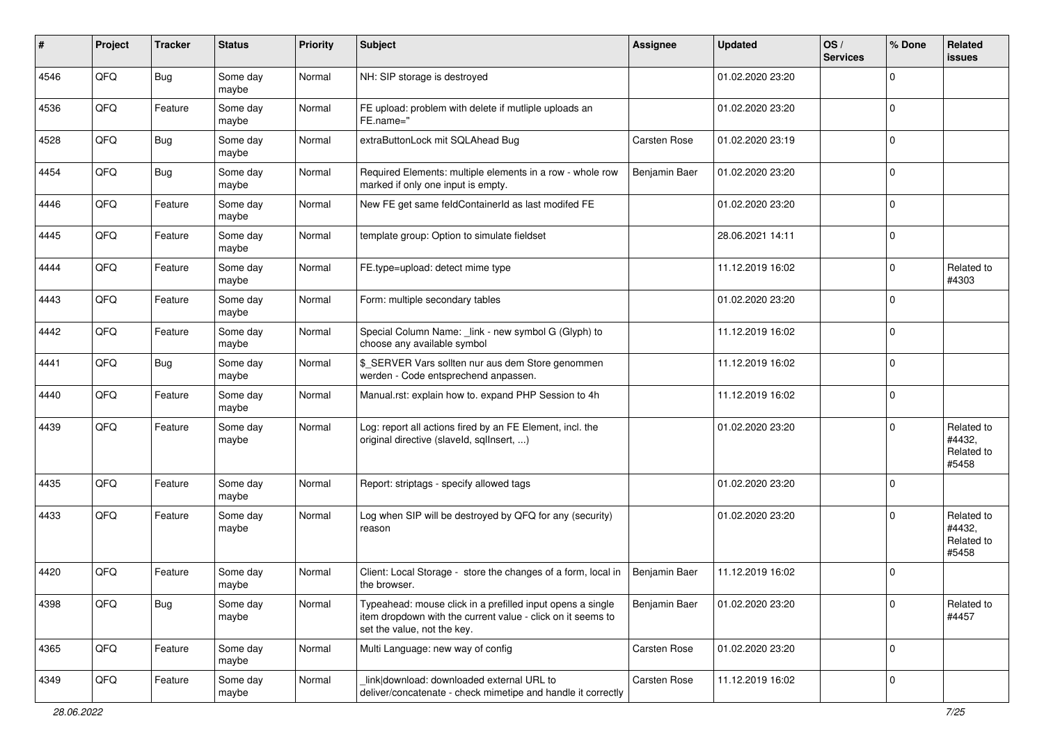| # | Project | Tracker | Status | Priority | Subject | Assignee | Updated | OS / Services | % Done | Related issues |
|---|---|---|---|---|---|---|---|---|---|---|
| 4546 | QFQ | Bug | Some day maybe | Normal | NH: SIP storage is destroyed | | 01.02.2020 23:20 | | 0 | |
| 4536 | QFQ | Feature | Some day maybe | Normal | FE upload: problem with delete if mutliple uploads an FE.name=" | | 01.02.2020 23:20 | | 0 | |
| 4528 | QFQ | Bug | Some day maybe | Normal | extraButtonLock mit SQLAhead Bug | Carsten Rose | 01.02.2020 23:19 | | 0 | |
| 4454 | QFQ | Bug | Some day maybe | Normal | Required Elements: multiple elements in a row - whole row marked if only one input is empty. | Benjamin Baer | 01.02.2020 23:20 | | 0 | |
| 4446 | QFQ | Feature | Some day maybe | Normal | New FE get same feldContainerId as last modifed FE | | 01.02.2020 23:20 | | 0 | |
| 4445 | QFQ | Feature | Some day maybe | Normal | template group: Option to simulate fieldset | | 28.06.2021 14:11 | | 0 | |
| 4444 | QFQ | Feature | Some day maybe | Normal | FE.type=upload: detect mime type | | 11.12.2019 16:02 | | 0 | Related to #4303 |
| 4443 | QFQ | Feature | Some day maybe | Normal | Form: multiple secondary tables | | 01.02.2020 23:20 | | 0 | |
| 4442 | QFQ | Feature | Some day maybe | Normal | Special Column Name: _link - new symbol G (Glyph) to choose any available symbol | | 11.12.2019 16:02 | | 0 | |
| 4441 | QFQ | Bug | Some day maybe | Normal | $_SERVER Vars sollten nur aus dem Store genommen werden - Code entsprechend anpassen. | | 11.12.2019 16:02 | | 0 | |
| 4440 | QFQ | Feature | Some day maybe | Normal | Manual.rst: explain how to. expand PHP Session to 4h | | 11.12.2019 16:02 | | 0 | |
| 4439 | QFQ | Feature | Some day maybe | Normal | Log: report all actions fired by an FE Element, incl. the original directive (slaveId, sqlInsert, ...) | | 01.02.2020 23:20 | | 0 | Related to #4432, Related to #5458 |
| 4435 | QFQ | Feature | Some day maybe | Normal | Report: striptags - specify allowed tags | | 01.02.2020 23:20 | | 0 | |
| 4433 | QFQ | Feature | Some day maybe | Normal | Log when SIP will be destroyed by QFQ for any (security) reason | | 01.02.2020 23:20 | | 0 | Related to #4432, Related to #5458 |
| 4420 | QFQ | Feature | Some day maybe | Normal | Client: Local Storage - store the changes of a form, local in the browser. | Benjamin Baer | 11.12.2019 16:02 | | 0 | |
| 4398 | QFQ | Bug | Some day maybe | Normal | Typeahead: mouse click in a prefilled input opens a single item dropdown with the current value - click on it seems to set the value, not the key. | Benjamin Baer | 01.02.2020 23:20 | | 0 | Related to #4457 |
| 4365 | QFQ | Feature | Some day maybe | Normal | Multi Language: new way of config | Carsten Rose | 01.02.2020 23:20 | | 0 | |
| 4349 | QFQ | Feature | Some day maybe | Normal | _link\|download: downloaded external URL to deliver/concatenate - check mimetipe and handle it correctly | Carsten Rose | 11.12.2019 16:02 | | 0 | |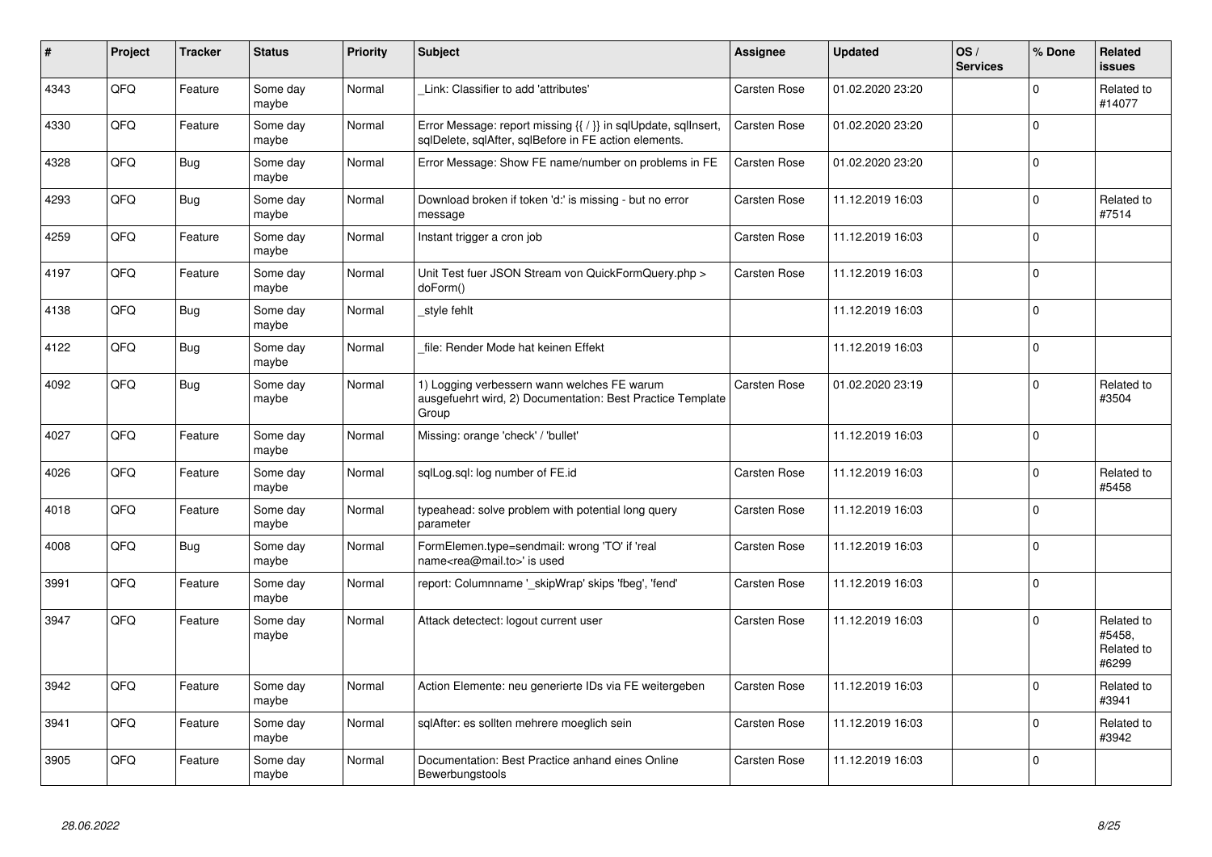| # | Project | Tracker | Status | Priority | Subject | Assignee | Updated | OS / Services | % Done | Related issues |
|---|---|---|---|---|---|---|---|---|---|---|
| 4343 | QFO | Feature | Some day maybe | Normal | _Link: Classifier to add 'attributes' | Carsten Rose | 01.02.2020 23:20 | | 0 | Related to #14077 |
| 4330 | QFO | Feature | Some day maybe | Normal | Error Message: report missing {{ / }} in sqlUpdate, sqlInsert, sqlDelete, sqlAfter, sqlBefore in FE action elements. | Carsten Rose | 01.02.2020 23:20 | | 0 | |
| 4328 | QFO | Bug | Some day maybe | Normal | Error Message: Show FE name/number on problems in FE | Carsten Rose | 01.02.2020 23:20 | | 0 | |
| 4293 | QFO | Bug | Some day maybe | Normal | Download broken if token 'd:' is missing - but no error message | Carsten Rose | 11.12.2019 16:03 | | 0 | Related to #7514 |
| 4259 | QFO | Feature | Some day maybe | Normal | Instant trigger a cron job | Carsten Rose | 11.12.2019 16:03 | | 0 | |
| 4197 | QFO | Feature | Some day maybe | Normal | Unit Test fuer JSON Stream von QuickFormQuery.php > doForm() | Carsten Rose | 11.12.2019 16:03 | | 0 | |
| 4138 | QFO | Bug | Some day maybe | Normal | _style fehlt | | 11.12.2019 16:03 | | 0 | |
| 4122 | QFO | Bug | Some day maybe | Normal | _file: Render Mode hat keinen Effekt | | 11.12.2019 16:03 | | 0 | |
| 4092 | QFO | Bug | Some day maybe | Normal | 1) Logging verbessern wann welches FE warum ausgefuehrt wird, 2) Documentation: Best Practice Template Group | Carsten Rose | 01.02.2020 23:19 | | 0 | Related to #3504 |
| 4027 | QFO | Feature | Some day maybe | Normal | Missing: orange 'check' / 'bullet' | | 11.12.2019 16:03 | | 0 | |
| 4026 | QFO | Feature | Some day maybe | Normal | sqlLog.sql: log number of FE.id | Carsten Rose | 11.12.2019 16:03 | | 0 | Related to #5458 |
| 4018 | QFO | Feature | Some day maybe | Normal | typeahead: solve problem with potential long query parameter | Carsten Rose | 11.12.2019 16:03 | | 0 | |
| 4008 | QFO | Bug | Some day maybe | Normal | FormElemen.type=sendmail: wrong 'TO' if 'real name<rea@mail.to>' is used | Carsten Rose | 11.12.2019 16:03 | | 0 | |
| 3991 | QFO | Feature | Some day maybe | Normal | report: Columnname '_skipWrap' skips 'fbeg', 'fend' | Carsten Rose | 11.12.2019 16:03 | | 0 | |
| 3947 | QFO | Feature | Some day maybe | Normal | Attack detectect: logout current user | Carsten Rose | 11.12.2019 16:03 | | 0 | Related to #5458, Related to #6299 |
| 3942 | QFO | Feature | Some day maybe | Normal | Action Elemente: neu generierte IDs via FE weitergeben | Carsten Rose | 11.12.2019 16:03 | | 0 | Related to #3941 |
| 3941 | QFO | Feature | Some day maybe | Normal | sqlAfter: es sollten mehrere moeglich sein | Carsten Rose | 11.12.2019 16:03 | | 0 | Related to #3942 |
| 3905 | QFO | Feature | Some day maybe | Normal | Documentation: Best Practice anhand eines Online Bewerbungstools | Carsten Rose | 11.12.2019 16:03 | | 0 | |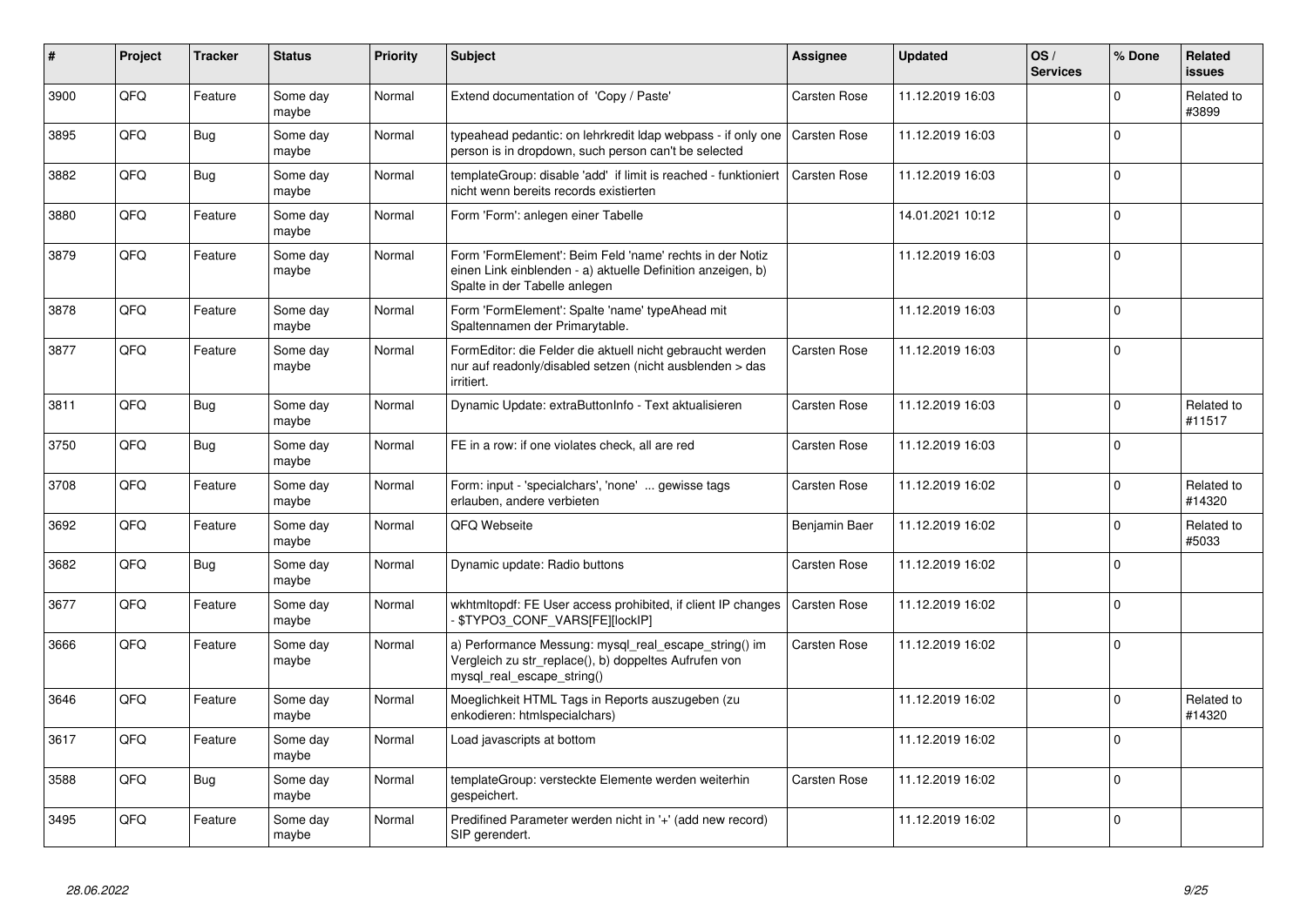| # | Project | Tracker | Status | Priority | Subject | Assignee | Updated | OS / Services | % Done | Related issues |
|---|---|---|---|---|---|---|---|---|---|---|
| 3900 | QFQ | Feature | Some day maybe | Normal | Extend documentation of 'Copy / Paste' | Carsten Rose | 11.12.2019 16:03 | | 0 | Related to #3899 |
| 3895 | QFQ | Bug | Some day maybe | Normal | typeahead pedantic: on lehrkredit ldap webpass - if only one person is in dropdown, such person can't be selected | Carsten Rose | 11.12.2019 16:03 | | 0 | |
| 3882 | QFQ | Bug | Some day maybe | Normal | templateGroup: disable 'add' if limit is reached - funktioniert nicht wenn bereits records existierten | Carsten Rose | 11.12.2019 16:03 | | 0 | |
| 3880 | QFQ | Feature | Some day maybe | Normal | Form 'Form': anlegen einer Tabelle | | 14.01.2021 10:12 | | 0 | |
| 3879 | QFQ | Feature | Some day maybe | Normal | Form 'FormElement': Beim Feld 'name' rechts in der Notiz einen Link einblenden - a) aktuelle Definition anzeigen, b) Spalte in der Tabelle anlegen | | 11.12.2019 16:03 | | 0 | |
| 3878 | QFQ | Feature | Some day maybe | Normal | Form 'FormElement': Spalte 'name' typeAhead mit Spaltennamen der Primarytable. | | 11.12.2019 16:03 | | 0 | |
| 3877 | QFQ | Feature | Some day maybe | Normal | FormEditor: die Felder die aktuell nicht gebraucht werden nur auf readonly/disabled setzen (nicht ausblenden > das irritiert. | Carsten Rose | 11.12.2019 16:03 | | 0 | |
| 3811 | QFQ | Bug | Some day maybe | Normal | Dynamic Update: extraButtonInfo - Text aktualisieren | Carsten Rose | 11.12.2019 16:03 | | 0 | Related to #11517 |
| 3750 | QFQ | Bug | Some day maybe | Normal | FE in a row: if one violates check, all are red | Carsten Rose | 11.12.2019 16:03 | | 0 | |
| 3708 | QFQ | Feature | Some day maybe | Normal | Form: input - 'specialchars', 'none' ... gewisse tags erlauben, andere verbieten | Carsten Rose | 11.12.2019 16:02 | | 0 | Related to #14320 |
| 3692 | QFQ | Feature | Some day maybe | Normal | QFQ Webseite | Benjamin Baer | 11.12.2019 16:02 | | 0 | Related to #5033 |
| 3682 | QFQ | Bug | Some day maybe | Normal | Dynamic update: Radio buttons | Carsten Rose | 11.12.2019 16:02 | | 0 | |
| 3677 | QFQ | Feature | Some day maybe | Normal | wkhtmltopdf: FE User access prohibited, if client IP changes - $TYPO3_CONF_VARS[FE][lockIP] | Carsten Rose | 11.12.2019 16:02 | | 0 | |
| 3666 | QFQ | Feature | Some day maybe | Normal | a) Performance Messung: mysql_real_escape_string() im Vergleich zu str_replace(), b) doppeltes Aufrufen von mysql_real_escape_string() | Carsten Rose | 11.12.2019 16:02 | | 0 | |
| 3646 | QFQ | Feature | Some day maybe | Normal | Moeglichkeit HTML Tags in Reports auszugeben (zu enkodieren: htmlspecialchars) | | 11.12.2019 16:02 | | 0 | Related to #14320 |
| 3617 | QFQ | Feature | Some day maybe | Normal | Load javascripts at bottom | | 11.12.2019 16:02 | | 0 | |
| 3588 | QFQ | Bug | Some day maybe | Normal | templateGroup: versteckte Elemente werden weiterhin gespeichert. | Carsten Rose | 11.12.2019 16:02 | | 0 | |
| 3495 | QFQ | Feature | Some day maybe | Normal | Predifined Parameter werden nicht in '+' (add new record) SIP gerendert. | | 11.12.2019 16:02 | | 0 | |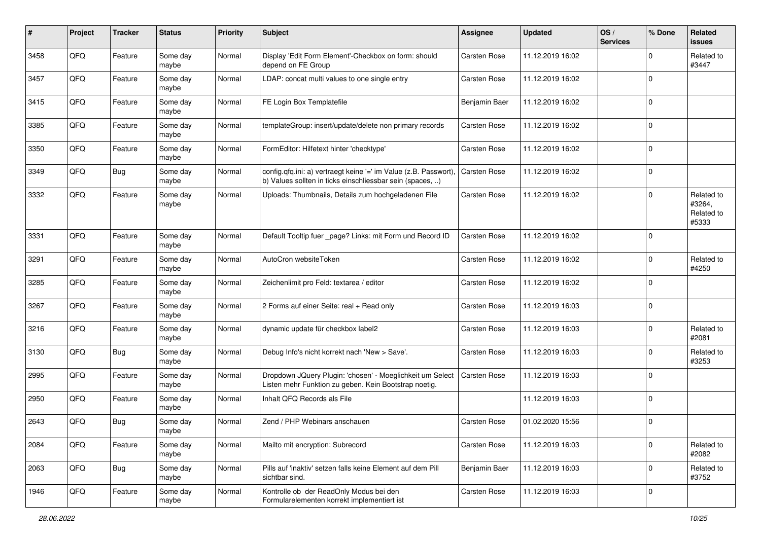| # | Project | Tracker | Status | Priority | Subject | Assignee | Updated | OS / Services | % Done | Related issues |
|---|---|---|---|---|---|---|---|---|---|---|
| 3458 | QFQ | Feature | Some day maybe | Normal | Display 'Edit Form Element'-Checkbox on form: should depend on FE Group | Carsten Rose | 11.12.2019 16:02 | | 0 | Related to #3447 |
| 3457 | QFQ | Feature | Some day maybe | Normal | LDAP: concat multi values to one single entry | Carsten Rose | 11.12.2019 16:02 | | 0 | |
| 3415 | QFQ | Feature | Some day maybe | Normal | FE Login Box Templatefile | Benjamin Baer | 11.12.2019 16:02 | | 0 | |
| 3385 | QFQ | Feature | Some day maybe | Normal | templateGroup: insert/update/delete non primary records | Carsten Rose | 11.12.2019 16:02 | | 0 | |
| 3350 | QFQ | Feature | Some day maybe | Normal | FormEditor: Hilfetext hinter 'checktype' | Carsten Rose | 11.12.2019 16:02 | | 0 | |
| 3349 | QFQ | Bug | Some day maybe | Normal | config.qfq.ini: a) vertraegt keine '=' im Value (z.B. Passwort), b) Values sollten in ticks einschliessbar sein (spaces, ..) | Carsten Rose | 11.12.2019 16:02 | | 0 | |
| 3332 | QFQ | Feature | Some day maybe | Normal | Uploads: Thumbnails, Details zum hochgeladenen File | Carsten Rose | 11.12.2019 16:02 | | 0 | Related to #3264, Related to #5333 |
| 3331 | QFQ | Feature | Some day maybe | Normal | Default Tooltip fuer _page? Links: mit Form und Record ID | Carsten Rose | 11.12.2019 16:02 | | 0 | |
| 3291 | QFQ | Feature | Some day maybe | Normal | AutoCron websiteToken | Carsten Rose | 11.12.2019 16:02 | | 0 | Related to #4250 |
| 3285 | QFQ | Feature | Some day maybe | Normal | Zeichenlimit pro Feld: textarea / editor | Carsten Rose | 11.12.2019 16:02 | | 0 | |
| 3267 | QFQ | Feature | Some day maybe | Normal | 2 Forms auf einer Seite: real + Read only | Carsten Rose | 11.12.2019 16:03 | | 0 | |
| 3216 | QFQ | Feature | Some day maybe | Normal | dynamic update für checkbox label2 | Carsten Rose | 11.12.2019 16:03 | | 0 | Related to #2081 |
| 3130 | QFQ | Bug | Some day maybe | Normal | Debug Info's nicht korrekt nach 'New > Save'. | Carsten Rose | 11.12.2019 16:03 | | 0 | Related to #3253 |
| 2995 | QFQ | Feature | Some day maybe | Normal | Dropdown JQuery Plugin: 'chosen' - Moeglichkeit um Select Listen mehr Funktion zu geben. Kein Bootstrap noetig. | Carsten Rose | 11.12.2019 16:03 | | 0 | |
| 2950 | QFQ | Feature | Some day maybe | Normal | Inhalt QFQ Records als File | | 11.12.2019 16:03 | | 0 | |
| 2643 | QFQ | Bug | Some day maybe | Normal | Zend / PHP Webinars anschauen | Carsten Rose | 01.02.2020 15:56 | | 0 | |
| 2084 | QFQ | Feature | Some day maybe | Normal | Mailto mit encryption: Subrecord | Carsten Rose | 11.12.2019 16:03 | | 0 | Related to #2082 |
| 2063 | QFQ | Bug | Some day maybe | Normal | Pills auf 'inaktiv' setzen falls keine Element auf dem Pill sichtbar sind. | Benjamin Baer | 11.12.2019 16:03 | | 0 | Related to #3752 |
| 1946 | QFQ | Feature | Some day maybe | Normal | Kontrolle ob der ReadOnly Modus bei den Formularelementen korrekt implementiert ist | Carsten Rose | 11.12.2019 16:03 | | 0 | |

*28.06.2022*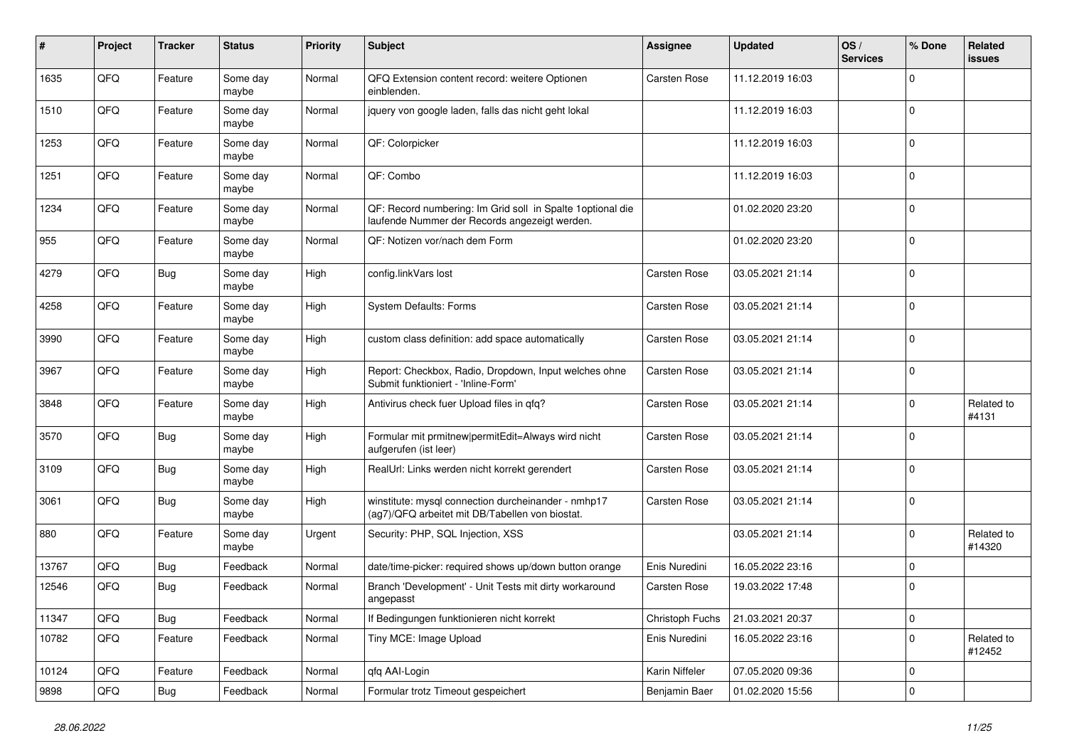| # | Project | Tracker | Status | Priority | Subject | Assignee | Updated | OS / Services | % Done | Related issues |
|---|---|---|---|---|---|---|---|---|---|---|
| 1635 | QFQ | Feature | Some day maybe | Normal | QFQ Extension content record: weitere Optionen einblenden. | Carsten Rose | 11.12.2019 16:03 | | 0 | |
| 1510 | QFQ | Feature | Some day maybe | Normal | jquery von google laden, falls das nicht geht lokal | | 11.12.2019 16:03 | | 0 | |
| 1253 | QFQ | Feature | Some day maybe | Normal | QF: Colorpicker | | 11.12.2019 16:03 | | 0 | |
| 1251 | QFQ | Feature | Some day maybe | Normal | QF: Combo | | 11.12.2019 16:03 | | 0 | |
| 1234 | QFQ | Feature | Some day maybe | Normal | QF: Record numbering: Im Grid soll in Spalte 1optional die laufende Nummer der Records angezeigt werden. | | 01.02.2020 23:20 | | 0 | |
| 955 | QFQ | Feature | Some day maybe | Normal | QF: Notizen vor/nach dem Form | | 01.02.2020 23:20 | | 0 | |
| 4279 | QFQ | Bug | Some day maybe | High | config.linkVars lost | Carsten Rose | 03.05.2021 21:14 | | 0 | |
| 4258 | QFQ | Feature | Some day maybe | High | System Defaults: Forms | Carsten Rose | 03.05.2021 21:14 | | 0 | |
| 3990 | QFQ | Feature | Some day maybe | High | custom class definition: add space automatically | Carsten Rose | 03.05.2021 21:14 | | 0 | |
| 3967 | QFQ | Feature | Some day maybe | High | Report: Checkbox, Radio, Dropdown, Input welches ohne Submit funktioniert - 'Inline-Form' | Carsten Rose | 03.05.2021 21:14 | | 0 | |
| 3848 | QFQ | Feature | Some day maybe | High | Antivirus check fuer Upload files in qfq? | Carsten Rose | 03.05.2021 21:14 | | 0 | Related to #4131 |
| 3570 | QFQ | Bug | Some day maybe | High | Formular mit prmitnew\|permitEdit=Always wird nicht aufgerufen (ist leer) | Carsten Rose | 03.05.2021 21:14 | | 0 | |
| 3109 | QFQ | Bug | Some day maybe | High | RealUrl: Links werden nicht korrekt gerendert | Carsten Rose | 03.05.2021 21:14 | | 0 | |
| 3061 | QFQ | Bug | Some day maybe | High | winstitute: mysql connection durcheinander - nmhp17 (ag7)/QFQ arbeitet mit DB/Tabellen von biostat. | Carsten Rose | 03.05.2021 21:14 | | 0 | |
| 880 | QFQ | Feature | Some day maybe | Urgent | Security: PHP, SQL Injection, XSS | | 03.05.2021 21:14 | | 0 | Related to #14320 |
| 13767 | QFQ | Bug | Feedback | Normal | date/time-picker: required shows up/down button orange | Enis Nuredini | 16.05.2022 23:16 | | 0 | |
| 12546 | QFQ | Bug | Feedback | Normal | Branch 'Development' - Unit Tests mit dirty workaround angepasst | Carsten Rose | 19.03.2022 17:48 | | 0 | |
| 11347 | QFQ | Bug | Feedback | Normal | If Bedingungen funktionieren nicht korrekt | Christoph Fuchs | 21.03.2021 20:37 | | 0 | |
| 10782 | QFQ | Feature | Feedback | Normal | Tiny MCE: Image Upload | Enis Nuredini | 16.05.2022 23:16 | | 0 | Related to #12452 |
| 10124 | QFQ | Feature | Feedback | Normal | qfq AAI-Login | Karin Niffeler | 07.05.2020 09:36 | | 0 | |
| 9898 | QFQ | Bug | Feedback | Normal | Formular trotz Timeout gespeichert | Benjamin Baer | 01.02.2020 15:56 | | 0 | |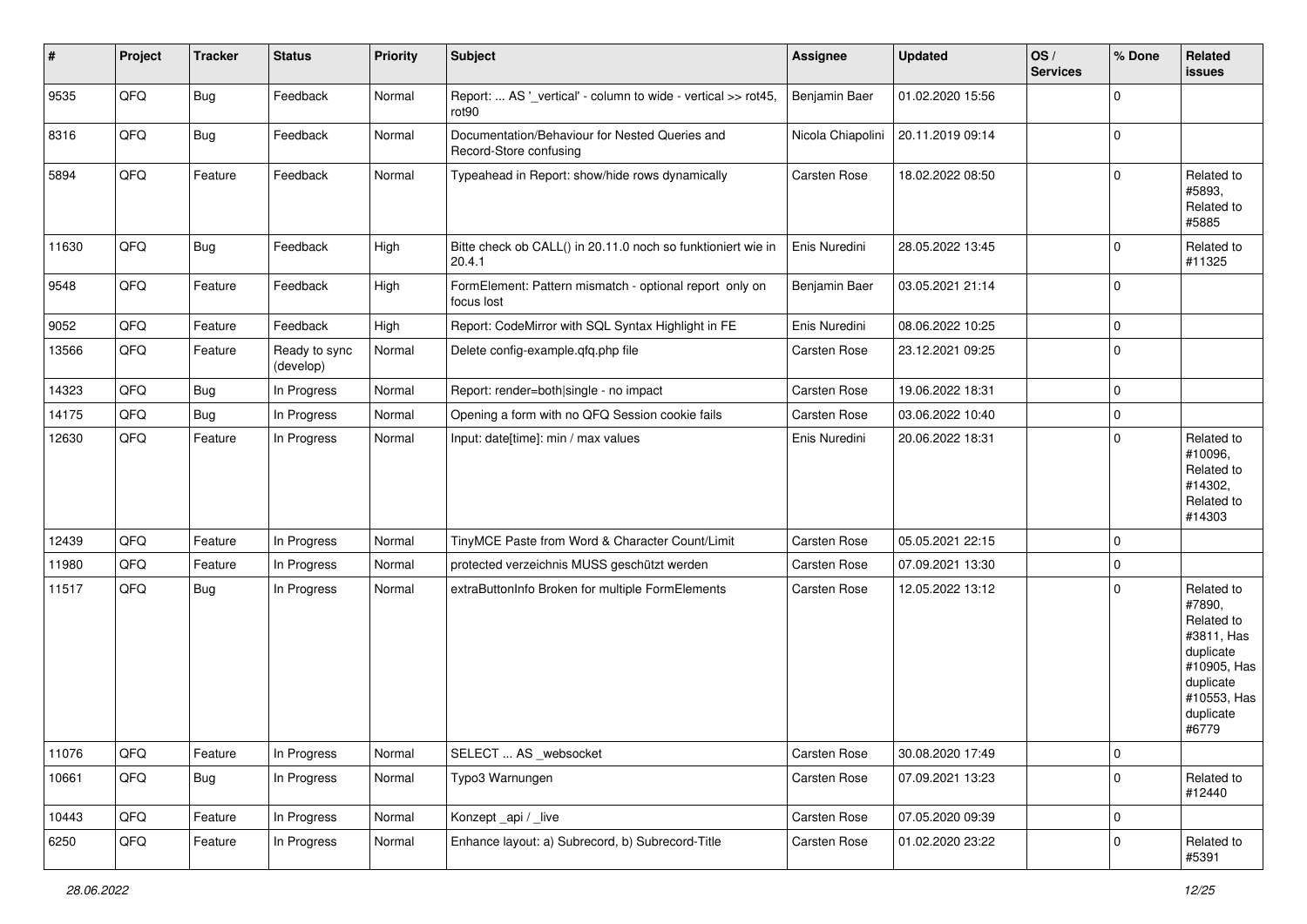| # | Project | Tracker | Status | Priority | Subject | Assignee | Updated | OS / Services | % Done | Related issues |
|---|---|---|---|---|---|---|---|---|---|---|
| 9535 | QFQ | Bug | Feedback | Normal | Report: ... AS '_vertical' - column to wide - vertical >> rot45, rot90 | Benjamin Baer | 01.02.2020 15:56 | | 0 | |
| 8316 | QFQ | Bug | Feedback | Normal | Documentation/Behaviour for Nested Queries and Record-Store confusing | Nicola Chiapolini | 20.11.2019 09:14 | | 0 | |
| 5894 | QFQ | Feature | Feedback | Normal | Typeahead in Report: show/hide rows dynamically | Carsten Rose | 18.02.2022 08:50 | | 0 | Related to #5893, Related to #5885 |
| 11630 | QFQ | Bug | Feedback | High | Bitte check ob CALL() in 20.11.0 noch so funktioniert wie in 20.4.1 | Enis Nuredini | 28.05.2022 13:45 | | 0 | Related to #11325 |
| 9548 | QFQ | Feature | Feedback | High | FormElement: Pattern mismatch - optional report only on focus lost | Benjamin Baer | 03.05.2021 21:14 | | 0 | |
| 9052 | QFQ | Feature | Feedback | High | Report: CodeMirror with SQL Syntax Highlight in FE | Enis Nuredini | 08.06.2022 10:25 | | 0 | |
| 13566 | QFQ | Feature | Ready to sync (develop) | Normal | Delete config-example.qfq.php file | Carsten Rose | 23.12.2021 09:25 | | 0 | |
| 14323 | QFQ | Bug | In Progress | Normal | Report: render=both\|single - no impact | Carsten Rose | 19.06.2022 18:31 | | 0 | |
| 14175 | QFQ | Bug | In Progress | Normal | Opening a form with no QFQ Session cookie fails | Carsten Rose | 03.06.2022 10:40 | | 0 | |
| 12630 | QFQ | Feature | In Progress | Normal | Input: date[time]: min / max values | Enis Nuredini | 20.06.2022 18:31 | | 0 | Related to #10096, Related to #14302, Related to #14303 |
| 12439 | QFQ | Feature | In Progress | Normal | TinyMCE Paste from Word & Character Count/Limit | Carsten Rose | 05.05.2021 22:15 | | 0 | |
| 11980 | QFQ | Feature | In Progress | Normal | protected verzeichnis MUSS geschützt werden | Carsten Rose | 07.09.2021 13:30 | | 0 | |
| 11517 | QFQ | Bug | In Progress | Normal | extraButtonInfo Broken for multiple FormElements | Carsten Rose | 12.05.2022 13:12 | | 0 | Related to #7890, Related to #3811, Has duplicate #10905, Has duplicate #10553, Has duplicate #6779 |
| 11076 | QFQ | Feature | In Progress | Normal | SELECT ... AS _websocket | Carsten Rose | 30.08.2020 17:49 | | 0 | |
| 10661 | QFQ | Bug | In Progress | Normal | Typo3 Warnungen | Carsten Rose | 07.09.2021 13:23 | | 0 | Related to #12440 |
| 10443 | QFQ | Feature | In Progress | Normal | Konzept _api / _live | Carsten Rose | 07.05.2020 09:39 | | 0 | |
| 6250 | QFQ | Feature | In Progress | Normal | Enhance layout: a) Subrecord, b) Subrecord-Title | Carsten Rose | 01.02.2020 23:22 | | 0 | Related to #5391 |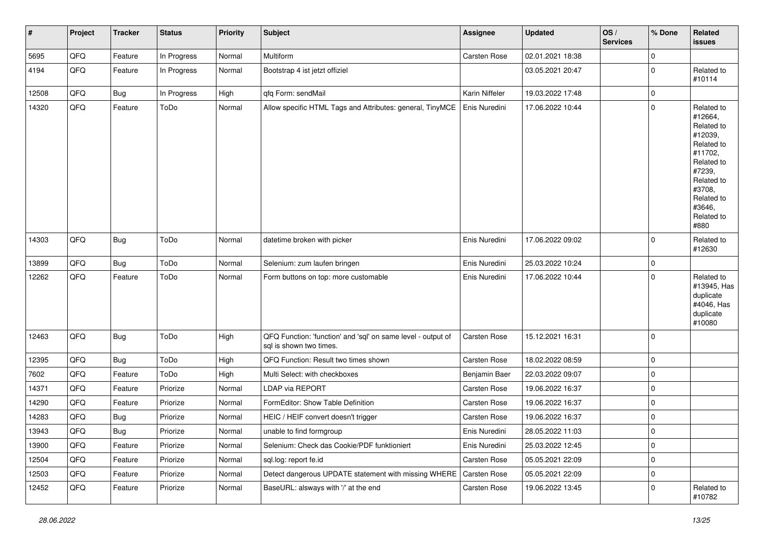| # | Project | Tracker | Status | Priority | Subject | Assignee | Updated | OS / Services | % Done | Related issues |
|---|---|---|---|---|---|---|---|---|---|---|
| 5695 | QFQ | Feature | In Progress | Normal | Multiform | Carsten Rose | 02.01.2021 18:38 | | 0 | |
| 4194 | QFQ | Feature | In Progress | Normal | Bootstrap 4 ist jetzt offiziel | | 03.05.2021 20:47 | | 0 | Related to #10114 |
| 12508 | QFQ | Bug | In Progress | High | qfq Form: sendMail | Karin Niffeler | 19.03.2022 17:48 | | 0 | |
| 14320 | QFQ | Feature | ToDo | Normal | Allow specific HTML Tags and Attributes: general, TinyMCE | Enis Nuredini | 17.06.2022 10:44 | | 0 | Related to #12664, Related to #12039, Related to #11702, Related to #7239, Related to #3708, Related to #3646, Related to #880 |
| 14303 | QFQ | Bug | ToDo | Normal | datetime broken with picker | Enis Nuredini | 17.06.2022 09:02 | | 0 | Related to #12630 |
| 13899 | QFQ | Bug | ToDo | Normal | Selenium: zum laufen bringen | Enis Nuredini | 25.03.2022 10:24 | | 0 | |
| 12262 | QFQ | Feature | ToDo | Normal | Form buttons on top: more customable | Enis Nuredini | 17.06.2022 10:44 | | 0 | Related to #13945, Has duplicate #4046, Has duplicate #10080 |
| 12463 | QFQ | Bug | ToDo | High | QFQ Function: 'function' and 'sql' on same level - output of sql is shown two times. | Carsten Rose | 15.12.2021 16:31 | | 0 | |
| 12395 | QFQ | Bug | ToDo | High | QFQ Function: Result two times shown | Carsten Rose | 18.02.2022 08:59 | | 0 | |
| 7602 | QFQ | Feature | ToDo | High | Multi Select: with checkboxes | Benjamin Baer | 22.03.2022 09:07 | | 0 | |
| 14371 | QFQ | Feature | Priorize | Normal | LDAP via REPORT | Carsten Rose | 19.06.2022 16:37 | | 0 | |
| 14290 | QFQ | Feature | Priorize | Normal | FormEditor: Show Table Definition | Carsten Rose | 19.06.2022 16:37 | | 0 | |
| 14283 | QFQ | Bug | Priorize | Normal | HEIC / HEIF convert doesn't trigger | Carsten Rose | 19.06.2022 16:37 | | 0 | |
| 13943 | QFQ | Bug | Priorize | Normal | unable to find formgroup | Enis Nuredini | 28.05.2022 11:03 | | 0 | |
| 13900 | QFQ | Feature | Priorize | Normal | Selenium: Check das Cookie/PDF funktioniert | Enis Nuredini | 25.03.2022 12:45 | | 0 | |
| 12504 | QFQ | Feature | Priorize | Normal | sql.log: report fe.id | Carsten Rose | 05.05.2021 22:09 | | 0 | |
| 12503 | QFQ | Feature | Priorize | Normal | Detect dangerous UPDATE statement with missing WHERE | Carsten Rose | 05.05.2021 22:09 | | 0 | |
| 12452 | QFQ | Feature | Priorize | Normal | BaseURL: alsways with '/' at the end | Carsten Rose | 19.06.2022 13:45 | | 0 | Related to #10782 |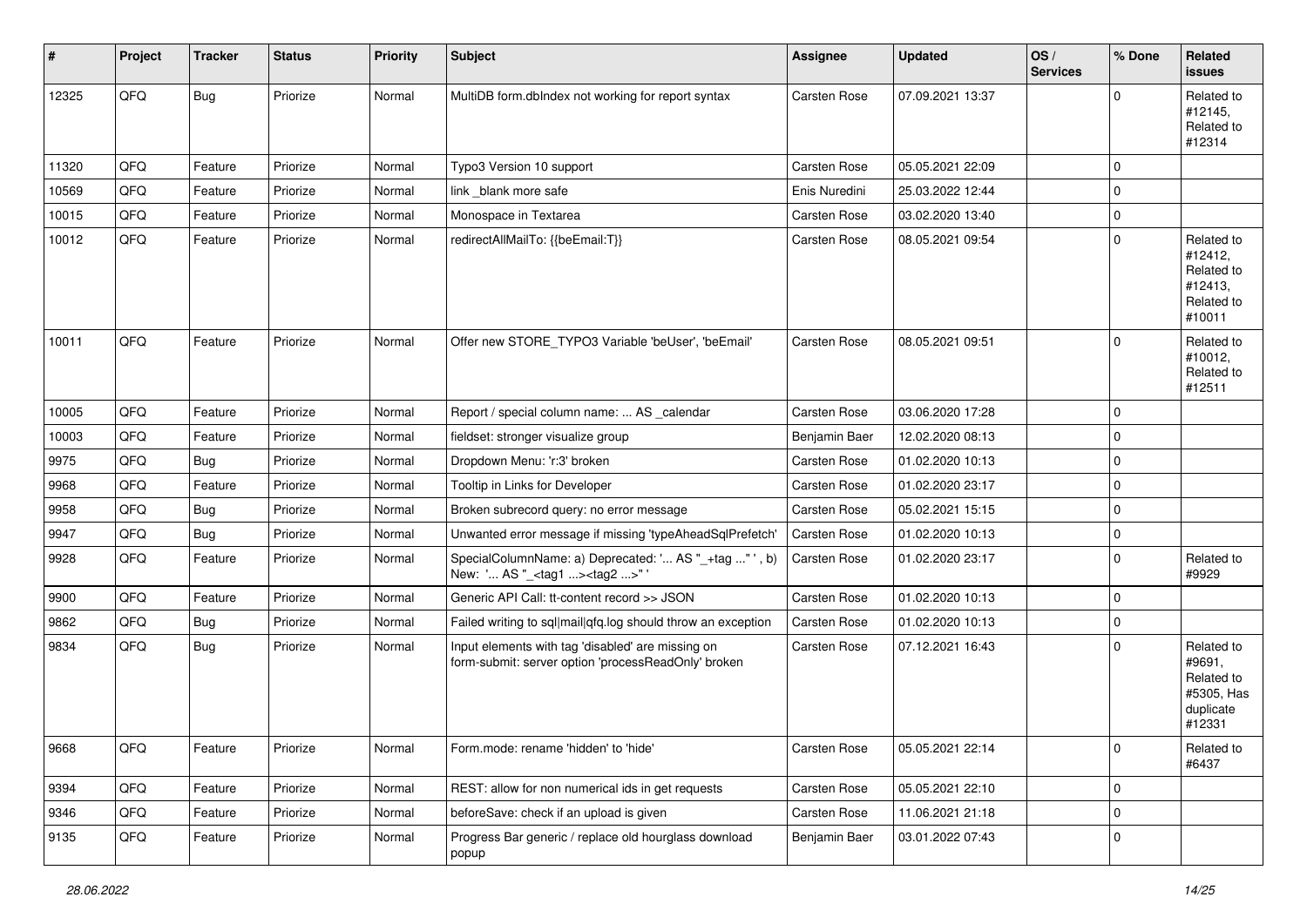| # | Project | Tracker | Status | Priority | Subject | Assignee | Updated | OS / Services | % Done | Related issues |
|---|---|---|---|---|---|---|---|---|---|---|
| 12325 | QFQ | Bug | Priorize | Normal | MultiDB form.dbIndex not working for report syntax | Carsten Rose | 07.09.2021 13:37 | | 0 | Related to #12145, Related to #12314 |
| 11320 | QFQ | Feature | Priorize | Normal | Typo3 Version 10 support | Carsten Rose | 05.05.2021 22:09 | | 0 | |
| 10569 | QFQ | Feature | Priorize | Normal | link _blank more safe | Enis Nuredini | 25.03.2022 12:44 | | 0 | |
| 10015 | QFQ | Feature | Priorize | Normal | Monospace in Textarea | Carsten Rose | 03.02.2020 13:40 | | 0 | |
| 10012 | QFQ | Feature | Priorize | Normal | redirectAllMailTo: {{beEmail:T}} | Carsten Rose | 08.05.2021 09:54 | | 0 | Related to #12412, Related to #12413, Related to #10011 |
| 10011 | QFQ | Feature | Priorize | Normal | Offer new STORE_TYPO3 Variable 'beUser', 'beEmail' | Carsten Rose | 08.05.2021 09:51 | | 0 | Related to #10012, Related to #12511 |
| 10005 | QFQ | Feature | Priorize | Normal | Report / special column name: ... AS _calendar | Carsten Rose | 03.06.2020 17:28 | | 0 | |
| 10003 | QFQ | Feature | Priorize | Normal | fieldset: stronger visualize group | Benjamin Baer | 12.02.2020 08:13 | | 0 | |
| 9975 | QFQ | Bug | Priorize | Normal | Dropdown Menu: 'r:3' broken | Carsten Rose | 01.02.2020 10:13 | | 0 | |
| 9968 | QFQ | Feature | Priorize | Normal | Tooltip in Links for Developer | Carsten Rose | 01.02.2020 23:17 | | 0 | |
| 9958 | QFQ | Bug | Priorize | Normal | Broken subrecord query: no error message | Carsten Rose | 05.02.2021 15:15 | | 0 | |
| 9947 | QFQ | Bug | Priorize | Normal | Unwanted error message if missing 'typeAheadSqlPrefetch' | Carsten Rose | 01.02.2020 10:13 | | 0 | |
| 9928 | QFQ | Feature | Priorize | Normal | SpecialColumnName: a) Deprecated: '... AS "_+tag ..." ', b) New: '... AS "_<tag1 ...><tag2 ...>" ' | Carsten Rose | 01.02.2020 23:17 | | 0 | Related to #9929 |
| 9900 | QFQ | Feature | Priorize | Normal | Generic API Call: tt-content record >> JSON | Carsten Rose | 01.02.2020 10:13 | | 0 | |
| 9862 | QFQ | Bug | Priorize | Normal | Failed writing to sql\|mail\|qfq.log should throw an exception | Carsten Rose | 01.02.2020 10:13 | | 0 | |
| 9834 | QFQ | Bug | Priorize | Normal | Input elements with tag 'disabled' are missing on form-submit: server option 'processReadOnly' broken | Carsten Rose | 07.12.2021 16:43 | | 0 | Related to #9691, Related to #5305, Has duplicate #12331 |
| 9668 | QFQ | Feature | Priorize | Normal | Form.mode: rename 'hidden' to 'hide' | Carsten Rose | 05.05.2021 22:14 | | 0 | Related to #6437 |
| 9394 | QFQ | Feature | Priorize | Normal | REST: allow for non numerical ids in get requests | Carsten Rose | 05.05.2021 22:10 | | 0 | |
| 9346 | QFQ | Feature | Priorize | Normal | beforeSave: check if an upload is given | Carsten Rose | 11.06.2021 21:18 | | 0 | |
| 9135 | QFQ | Feature | Priorize | Normal | Progress Bar generic / replace old hourglass download popup | Benjamin Baer | 03.01.2022 07:43 | | 0 | |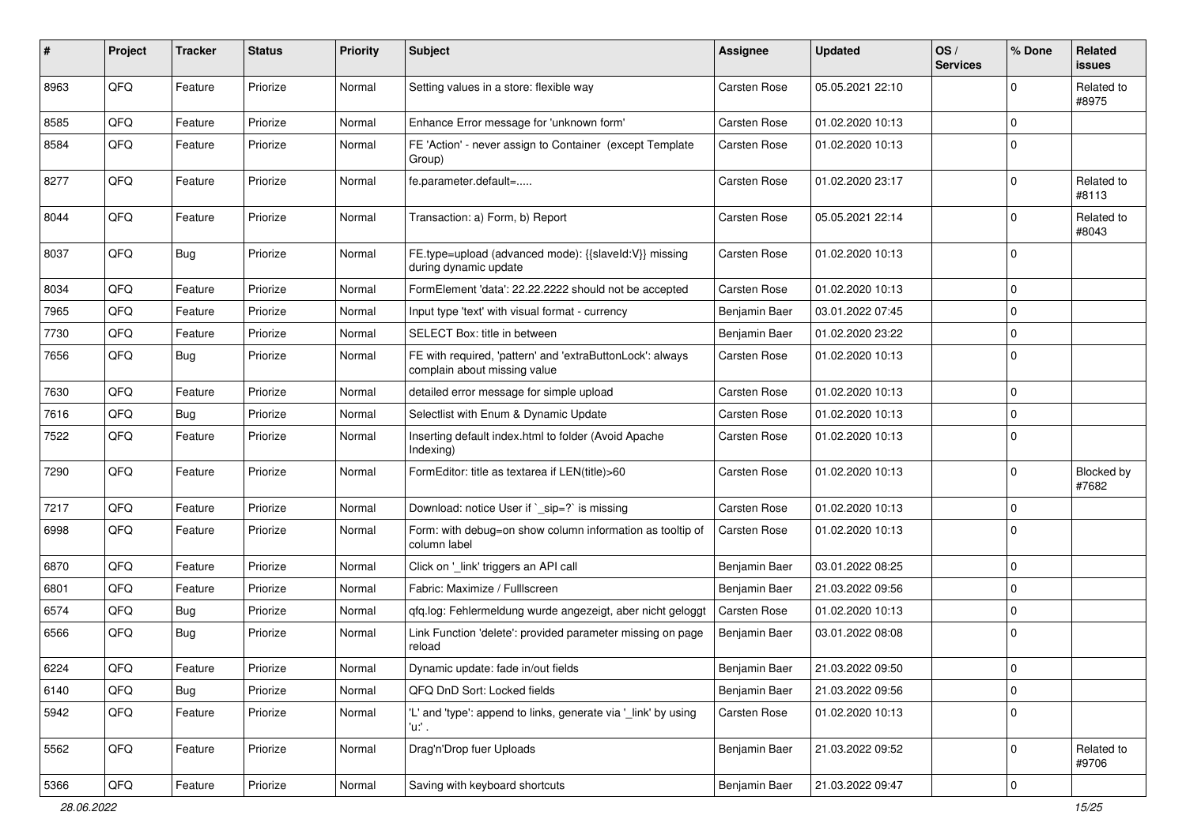| # | Project | Tracker | Status | Priority | Subject | Assignee | Updated | OS / Services | % Done | Related issues |
|---|---|---|---|---|---|---|---|---|---|---|
| 8963 | QFQ | Feature | Priorize | Normal | Setting values in a store: flexible way | Carsten Rose | 05.05.2021 22:10 | | 0 | Related to #8975 |
| 8585 | QFQ | Feature | Priorize | Normal | Enhance Error message for 'unknown form' | Carsten Rose | 01.02.2020 10:13 | | 0 | |
| 8584 | QFQ | Feature | Priorize | Normal | FE 'Action' - never assign to Container (except Template Group) | Carsten Rose | 01.02.2020 10:13 | | 0 | |
| 8277 | QFQ | Feature | Priorize | Normal | fe.parameter.default=..... | Carsten Rose | 01.02.2020 23:17 | | 0 | Related to #8113 |
| 8044 | QFQ | Feature | Priorize | Normal | Transaction: a) Form, b) Report | Carsten Rose | 05.05.2021 22:14 | | 0 | Related to #8043 |
| 8037 | QFQ | Bug | Priorize | Normal | FE.type=upload (advanced mode): {{slaveId:V}} missing during dynamic update | Carsten Rose | 01.02.2020 10:13 | | 0 | |
| 8034 | QFQ | Feature | Priorize | Normal | FormElement 'data': 22.22.2222 should not be accepted | Carsten Rose | 01.02.2020 10:13 | | 0 | |
| 7965 | QFQ | Feature | Priorize | Normal | Input type 'text' with visual format - currency | Benjamin Baer | 03.01.2022 07:45 | | 0 | |
| 7730 | QFQ | Feature | Priorize | Normal | SELECT Box: title in between | Benjamin Baer | 01.02.2020 23:22 | | 0 | |
| 7656 | QFQ | Bug | Priorize | Normal | FE with required, 'pattern' and 'extraButtonLock': always complain about missing value | Carsten Rose | 01.02.2020 10:13 | | 0 | |
| 7630 | QFQ | Feature | Priorize | Normal | detailed error message for simple upload | Carsten Rose | 01.02.2020 10:13 | | 0 | |
| 7616 | QFQ | Bug | Priorize | Normal | Selectlist with Enum & Dynamic Update | Carsten Rose | 01.02.2020 10:13 | | 0 | |
| 7522 | QFQ | Feature | Priorize | Normal | Inserting default index.html to folder (Avoid Apache Indexing) | Carsten Rose | 01.02.2020 10:13 | | 0 | |
| 7290 | QFQ | Feature | Priorize | Normal | FormEditor: title as textarea if LEN(title)>60 | Carsten Rose | 01.02.2020 10:13 | | 0 | Blocked by #7682 |
| 7217 | QFQ | Feature | Priorize | Normal | Download: notice User if `_sip=?` is missing | Carsten Rose | 01.02.2020 10:13 | | 0 | |
| 6998 | QFQ | Feature | Priorize | Normal | Form: with debug=on show column information as tooltip of column label | Carsten Rose | 01.02.2020 10:13 | | 0 | |
| 6870 | QFQ | Feature | Priorize | Normal | Click on '_link' triggers an API call | Benjamin Baer | 03.01.2022 08:25 | | 0 | |
| 6801 | QFQ | Feature | Priorize | Normal | Fabric: Maximize / FullIscreen | Benjamin Baer | 21.03.2022 09:56 | | 0 | |
| 6574 | QFQ | Bug | Priorize | Normal | qfq.log: Fehlermeldung wurde angezeigt, aber nicht geloggt | Carsten Rose | 01.02.2020 10:13 | | 0 | |
| 6566 | QFQ | Bug | Priorize | Normal | Link Function 'delete': provided parameter missing on page reload | Benjamin Baer | 03.01.2022 08:08 | | 0 | |
| 6224 | QFQ | Feature | Priorize | Normal | Dynamic update: fade in/out fields | Benjamin Baer | 21.03.2022 09:50 | | 0 | |
| 6140 | QFQ | Bug | Priorize | Normal | QFQ DnD Sort: Locked fields | Benjamin Baer | 21.03.2022 09:56 | | 0 | |
| 5942 | QFQ | Feature | Priorize | Normal | 'L' and 'type': append to links, generate via '_link' by using 'u:' . | Carsten Rose | 01.02.2020 10:13 | | 0 | |
| 5562 | QFQ | Feature | Priorize | Normal | Drag'n'Drop fuer Uploads | Benjamin Baer | 21.03.2022 09:52 | | 0 | Related to #9706 |
| 5366 | QFQ | Feature | Priorize | Normal | Saving with keyboard shortcuts | Benjamin Baer | 21.03.2022 09:47 | | 0 | |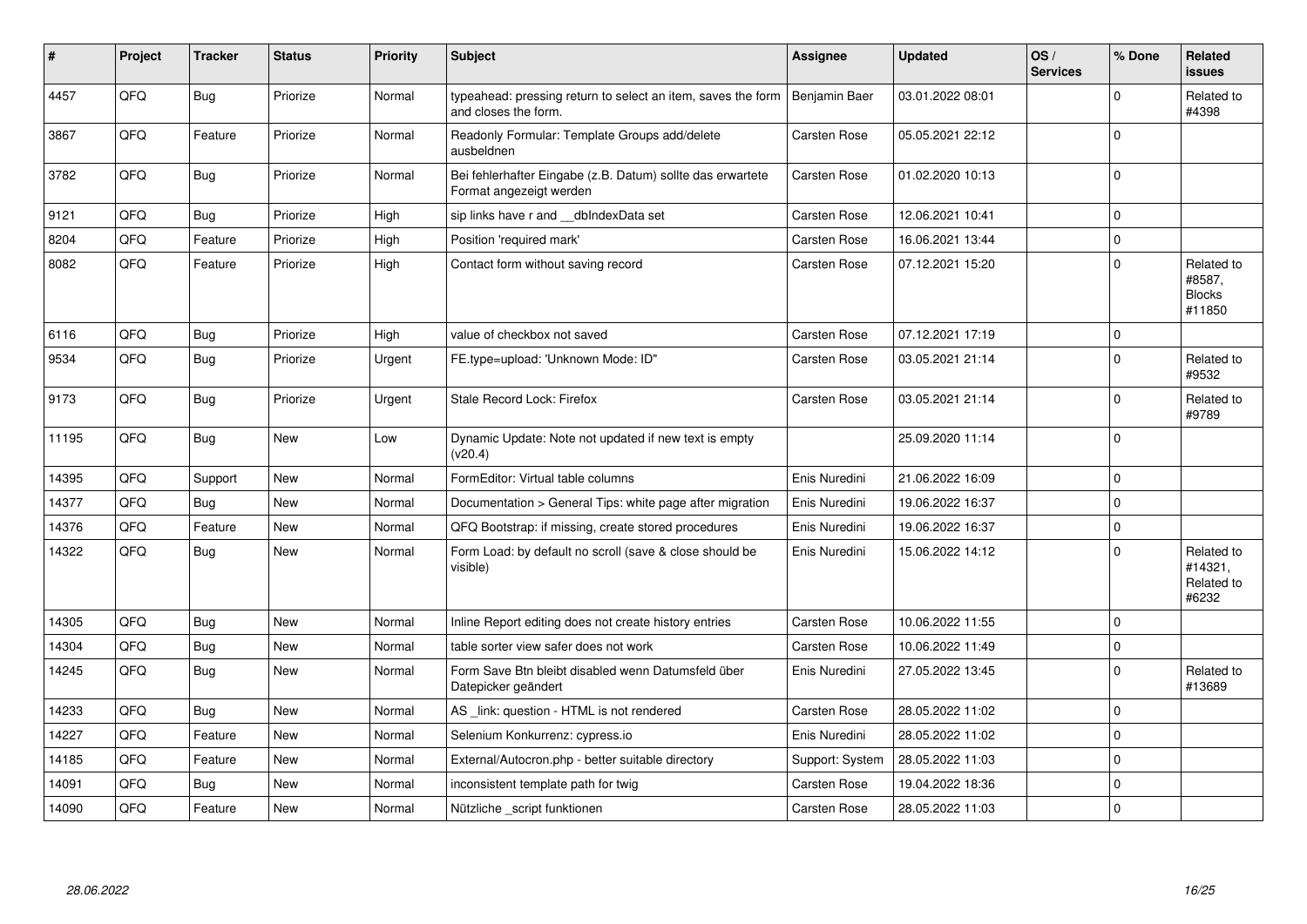| # | Project | Tracker | Status | Priority | Subject | Assignee | Updated | OS / Services | % Done | Related issues |
|---|---|---|---|---|---|---|---|---|---|---|
| 4457 | QFQ | Bug | Priorize | Normal | typeahead: pressing return to select an item, saves the form and closes the form. | Benjamin Baer | 03.01.2022 08:01 | | 0 | Related to #4398 |
| 3867 | QFQ | Feature | Priorize | Normal | Readonly Formular: Template Groups add/delete ausbeldnen | Carsten Rose | 05.05.2021 22:12 | | 0 | |
| 3782 | QFQ | Bug | Priorize | Normal | Bei fehlerhafter Eingabe (z.B. Datum) sollte das erwartete Format angezeigt werden | Carsten Rose | 01.02.2020 10:13 | | 0 | |
| 9121 | QFQ | Bug | Priorize | High | sip links have r and __dbIndexData set | Carsten Rose | 12.06.2021 10:41 | | 0 | |
| 8204 | QFQ | Feature | Priorize | High | Position 'required mark' | Carsten Rose | 16.06.2021 13:44 | | 0 | |
| 8082 | QFQ | Feature | Priorize | High | Contact form without saving record | Carsten Rose | 07.12.2021 15:20 | | 0 | Related to #8587, Blocks #11850 |
| 6116 | QFQ | Bug | Priorize | High | value of checkbox not saved | Carsten Rose | 07.12.2021 17:19 | | 0 | |
| 9534 | QFQ | Bug | Priorize | Urgent | FE.type=upload: 'Unknown Mode: ID" | Carsten Rose | 03.05.2021 21:14 | | 0 | Related to #9532 |
| 9173 | QFQ | Bug | Priorize | Urgent | Stale Record Lock: Firefox | Carsten Rose | 03.05.2021 21:14 | | 0 | Related to #9789 |
| 11195 | QFQ | Bug | New | Low | Dynamic Update: Note not updated if new text is empty (v20.4) | | 25.09.2020 11:14 | | 0 | |
| 14395 | QFQ | Support | New | Normal | FormEditor: Virtual table columns | Enis Nuredini | 21.06.2022 16:09 | | 0 | |
| 14377 | QFQ | Bug | New | Normal | Documentation > General Tips: white page after migration | Enis Nuredini | 19.06.2022 16:37 | | 0 | |
| 14376 | QFQ | Feature | New | Normal | QFQ Bootstrap: if missing, create stored procedures | Enis Nuredini | 19.06.2022 16:37 | | 0 | |
| 14322 | QFQ | Bug | New | Normal | Form Load: by default no scroll (save & close should be visible) | Enis Nuredini | 15.06.2022 14:12 | | 0 | Related to #14321, Related to #6232 |
| 14305 | QFQ | Bug | New | Normal | Inline Report editing does not create history entries | Carsten Rose | 10.06.2022 11:55 | | 0 | |
| 14304 | QFQ | Bug | New | Normal | table sorter view safer does not work | Carsten Rose | 10.06.2022 11:49 | | 0 | |
| 14245 | QFQ | Bug | New | Normal | Form Save Btn bleibt disabled wenn Datumsfeld über Datepicker geändert | Enis Nuredini | 27.05.2022 13:45 | | 0 | Related to #13689 |
| 14233 | QFQ | Bug | New | Normal | AS _link: question - HTML is not rendered | Carsten Rose | 28.05.2022 11:02 | | 0 | |
| 14227 | QFQ | Feature | New | Normal | Selenium Konkurrenz: cypress.io | Enis Nuredini | 28.05.2022 11:02 | | 0 | |
| 14185 | QFQ | Feature | New | Normal | External/Autocron.php - better suitable directory | Support: System | 28.05.2022 11:03 | | 0 | |
| 14091 | QFQ | Bug | New | Normal | inconsistent template path for twig | Carsten Rose | 19.04.2022 18:36 | | 0 | |
| 14090 | QFQ | Feature | New | Normal | Nützliche _script funktionen | Carsten Rose | 28.05.2022 11:03 | | 0 | |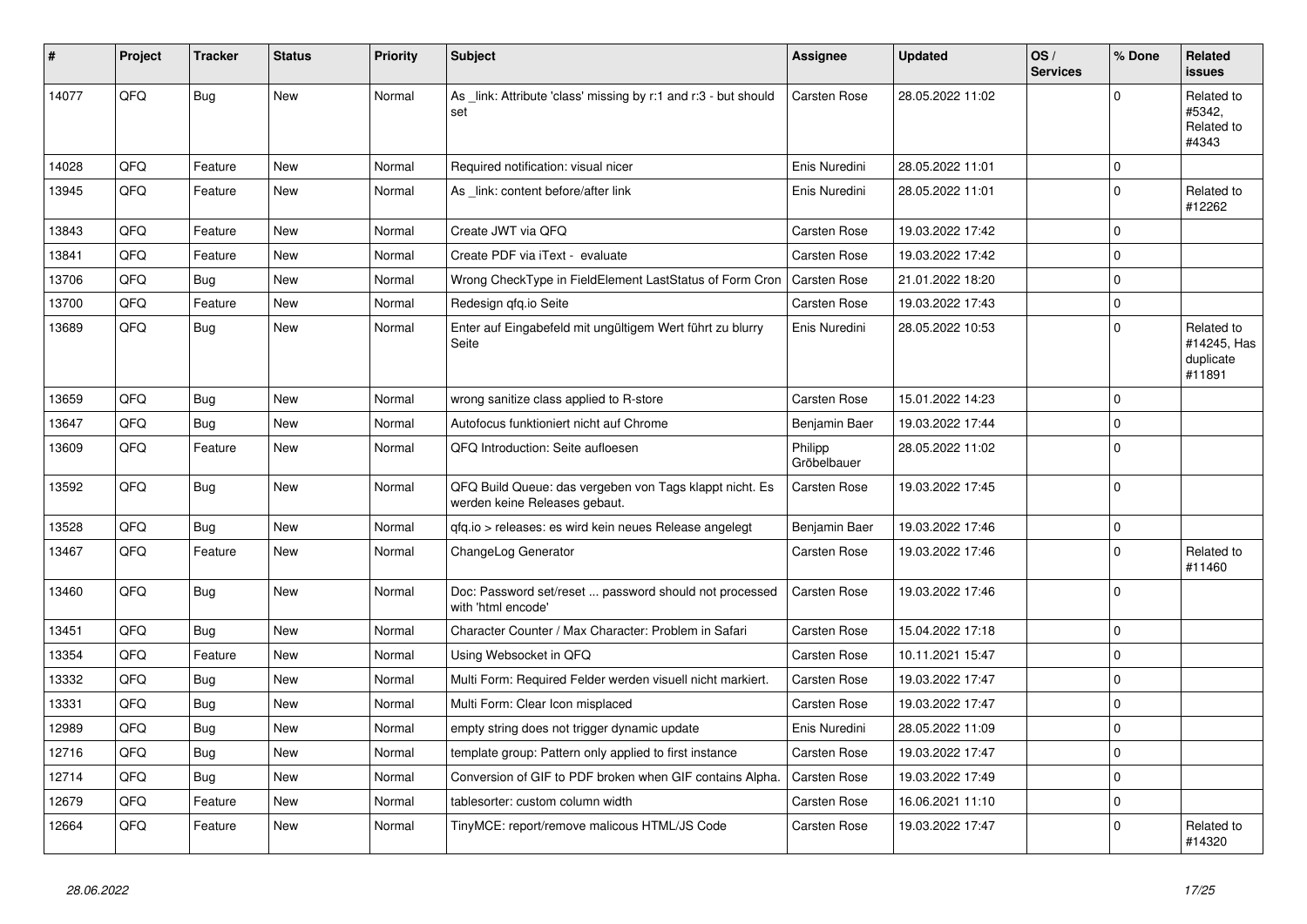| # | Project | Tracker | Status | Priority | Subject | Assignee | Updated | OS / Services | % Done | Related issues |
|---|---|---|---|---|---|---|---|---|---|---|
| 14077 | QFQ | Bug | New | Normal | As _link: Attribute 'class' missing by r:1 and r:3 - but should set | Carsten Rose | 28.05.2022 11:02 | | 0 | Related to #5342, Related to #4343 |
| 14028 | QFQ | Feature | New | Normal | Required notification: visual nicer | Enis Nuredini | 28.05.2022 11:01 | | 0 | |
| 13945 | QFQ | Feature | New | Normal | As _link: content before/after link | Enis Nuredini | 28.05.2022 11:01 | | 0 | Related to #12262 |
| 13843 | QFQ | Feature | New | Normal | Create JWT via QFQ | Carsten Rose | 19.03.2022 17:42 | | 0 | |
| 13841 | QFQ | Feature | New | Normal | Create PDF via iText - evaluate | Carsten Rose | 19.03.2022 17:42 | | 0 | |
| 13706 | QFQ | Bug | New | Normal | Wrong CheckType in FieldElement LastStatus of Form Cron | Carsten Rose | 21.01.2022 18:20 | | 0 | |
| 13700 | QFQ | Feature | New | Normal | Redesign qfq.io Seite | Carsten Rose | 19.03.2022 17:43 | | 0 | |
| 13689 | QFQ | Bug | New | Normal | Enter auf Eingabefeld mit ungültigem Wert führt zu blurry Seite | Enis Nuredini | 28.05.2022 10:53 | | 0 | Related to #14245, Has duplicate #11891 |
| 13659 | QFQ | Bug | New | Normal | wrong sanitize class applied to R-store | Carsten Rose | 15.01.2022 14:23 | | 0 | |
| 13647 | QFQ | Bug | New | Normal | Autofocus funktioniert nicht auf Chrome | Benjamin Baer | 19.03.2022 17:44 | | 0 | |
| 13609 | QFQ | Feature | New | Normal | QFQ Introduction: Seite aufloesen | Philipp Gröbelbauer | 28.05.2022 11:02 | | 0 | |
| 13592 | QFQ | Bug | New | Normal | QFQ Build Queue: das vergeben von Tags klappt nicht. Es werden keine Releases gebaut. | Carsten Rose | 19.03.2022 17:45 | | 0 | |
| 13528 | QFQ | Bug | New | Normal | qfq.io > releases: es wird kein neues Release angelegt | Benjamin Baer | 19.03.2022 17:46 | | 0 | |
| 13467 | QFQ | Feature | New | Normal | ChangeLog Generator | Carsten Rose | 19.03.2022 17:46 | | 0 | Related to #11460 |
| 13460 | QFQ | Bug | New | Normal | Doc: Password set/reset ... password should not processed with 'html encode' | Carsten Rose | 19.03.2022 17:46 | | 0 | |
| 13451 | QFQ | Bug | New | Normal | Character Counter / Max Character: Problem in Safari | Carsten Rose | 15.04.2022 17:18 | | 0 | |
| 13354 | QFQ | Feature | New | Normal | Using Websocket in QFQ | Carsten Rose | 10.11.2021 15:47 | | 0 | |
| 13332 | QFQ | Bug | New | Normal | Multi Form: Required Felder werden visuell nicht markiert. | Carsten Rose | 19.03.2022 17:47 | | 0 | |
| 13331 | QFQ | Bug | New | Normal | Multi Form: Clear Icon misplaced | Carsten Rose | 19.03.2022 17:47 | | 0 | |
| 12989 | QFQ | Bug | New | Normal | empty string does not trigger dynamic update | Enis Nuredini | 28.05.2022 11:09 | | 0 | |
| 12716 | QFQ | Bug | New | Normal | template group: Pattern only applied to first instance | Carsten Rose | 19.03.2022 17:47 | | 0 | |
| 12714 | QFQ | Bug | New | Normal | Conversion of GIF to PDF broken when GIF contains Alpha. | Carsten Rose | 19.03.2022 17:49 | | 0 | |
| 12679 | QFQ | Feature | New | Normal | tablesorter: custom column width | Carsten Rose | 16.06.2021 11:10 | | 0 | |
| 12664 | QFQ | Feature | New | Normal | TinyMCE: report/remove malicous HTML/JS Code | Carsten Rose | 19.03.2022 17:47 | | 0 | Related to #14320 |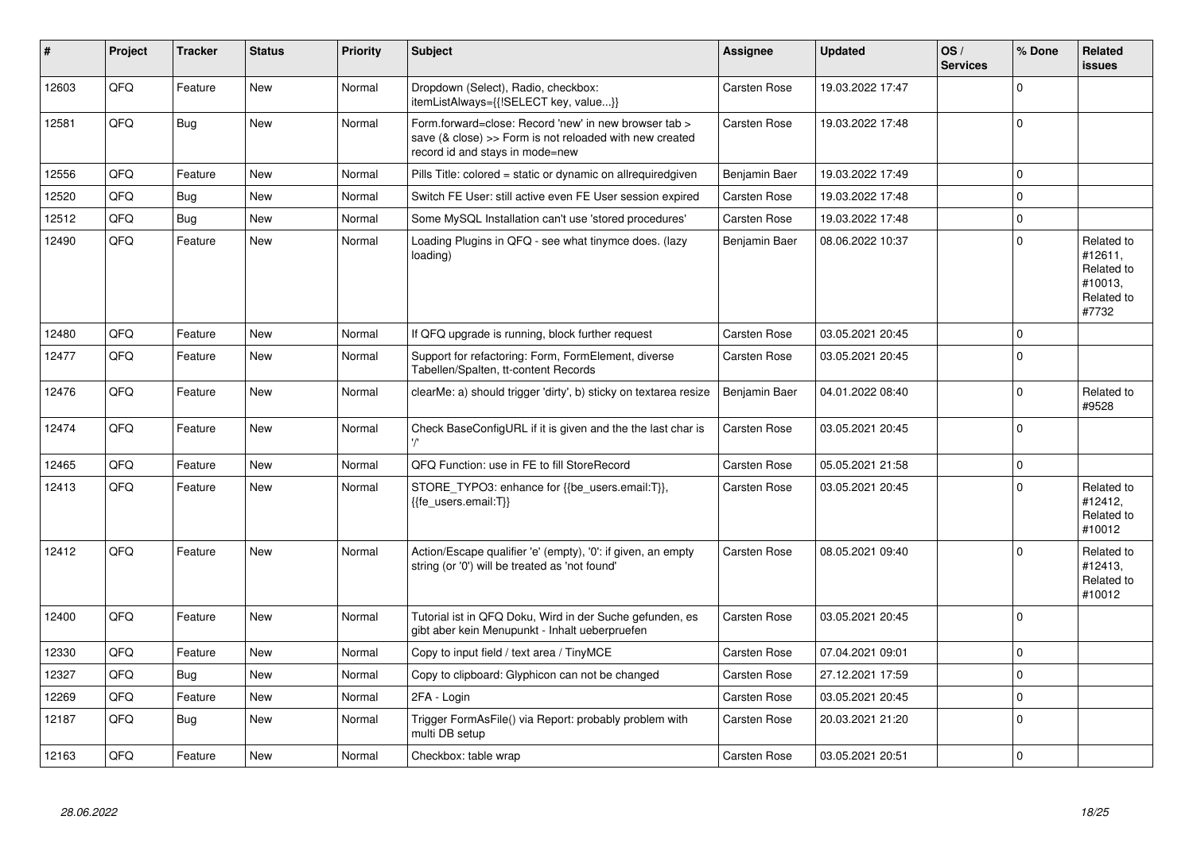| # | Project | Tracker | Status | Priority | Subject | Assignee | Updated | OS / Services | % Done | Related issues |
|---|---|---|---|---|---|---|---|---|---|---|
| 12603 | QFQ | Feature | New | Normal | Dropdown (Select), Radio, checkbox: itemListAlways={{!SELECT key, value...}} | Carsten Rose | 19.03.2022 17:47 | | 0 | |
| 12581 | QFQ | Bug | New | Normal | Form.forward=close: Record 'new' in new browser tab > save (& close) >> Form is not reloaded with new created record id and stays in mode=new | Carsten Rose | 19.03.2022 17:48 | | 0 | |
| 12556 | QFQ | Feature | New | Normal | Pills Title: colored = static or dynamic on allrequiredgiven | Benjamin Baer | 19.03.2022 17:49 | | 0 | |
| 12520 | QFQ | Bug | New | Normal | Switch FE User: still active even FE User session expired | Carsten Rose | 19.03.2022 17:48 | | 0 | |
| 12512 | QFQ | Bug | New | Normal | Some MySQL Installation can't use 'stored procedures' | Carsten Rose | 19.03.2022 17:48 | | 0 | |
| 12490 | QFQ | Feature | New | Normal | Loading Plugins in QFQ - see what tinymce does. (lazy loading) | Benjamin Baer | 08.06.2022 10:37 | | 0 | Related to #12611, Related to #10013, Related to #7732 |
| 12480 | QFQ | Feature | New | Normal | If QFQ upgrade is running, block further request | Carsten Rose | 03.05.2021 20:45 | | 0 | |
| 12477 | QFQ | Feature | New | Normal | Support for refactoring: Form, FormElement, diverse Tabellen/Spalten, tt-content Records | Carsten Rose | 03.05.2021 20:45 | | 0 | |
| 12476 | QFQ | Feature | New | Normal | clearMe: a) should trigger 'dirty', b) sticky on textarea resize | Benjamin Baer | 04.01.2022 08:40 | | 0 | Related to #9528 |
| 12474 | QFQ | Feature | New | Normal | Check BaseConfigURL if it is given and the the last char is '/' | Carsten Rose | 03.05.2021 20:45 | | 0 | |
| 12465 | QFQ | Feature | New | Normal | QFQ Function: use in FE to fill StoreRecord | Carsten Rose | 05.05.2021 21:58 | | 0 | |
| 12413 | QFQ | Feature | New | Normal | STORE_TYPO3: enhance for {{be_users.email:T}}, {{fe_users.email:T}} | Carsten Rose | 03.05.2021 20:45 | | 0 | Related to #12412, Related to #10012 |
| 12412 | QFQ | Feature | New | Normal | Action/Escape qualifier 'e' (empty), '0': if given, an empty string (or '0') will be treated as 'not found' | Carsten Rose | 08.05.2021 09:40 | | 0 | Related to #12413, Related to #10012 |
| 12400 | QFQ | Feature | New | Normal | Tutorial ist in QFQ Doku, Wird in der Suche gefunden, es gibt aber kein Menupunkt - Inhalt ueberpruefen | Carsten Rose | 03.05.2021 20:45 | | 0 | |
| 12330 | QFQ | Feature | New | Normal | Copy to input field / text area / TinyMCE | Carsten Rose | 07.04.2021 09:01 | | 0 | |
| 12327 | QFQ | Bug | New | Normal | Copy to clipboard: Glyphicon can not be changed | Carsten Rose | 27.12.2021 17:59 | | 0 | |
| 12269 | QFQ | Feature | New | Normal | 2FA - Login | Carsten Rose | 03.05.2021 20:45 | | 0 | |
| 12187 | QFQ | Bug | New | Normal | Trigger FormAsFile() via Report: probably problem with multi DB setup | Carsten Rose | 20.03.2021 21:20 | | 0 | |
| 12163 | QFQ | Feature | New | Normal | Checkbox: table wrap | Carsten Rose | 03.05.2021 20:51 | | 0 | |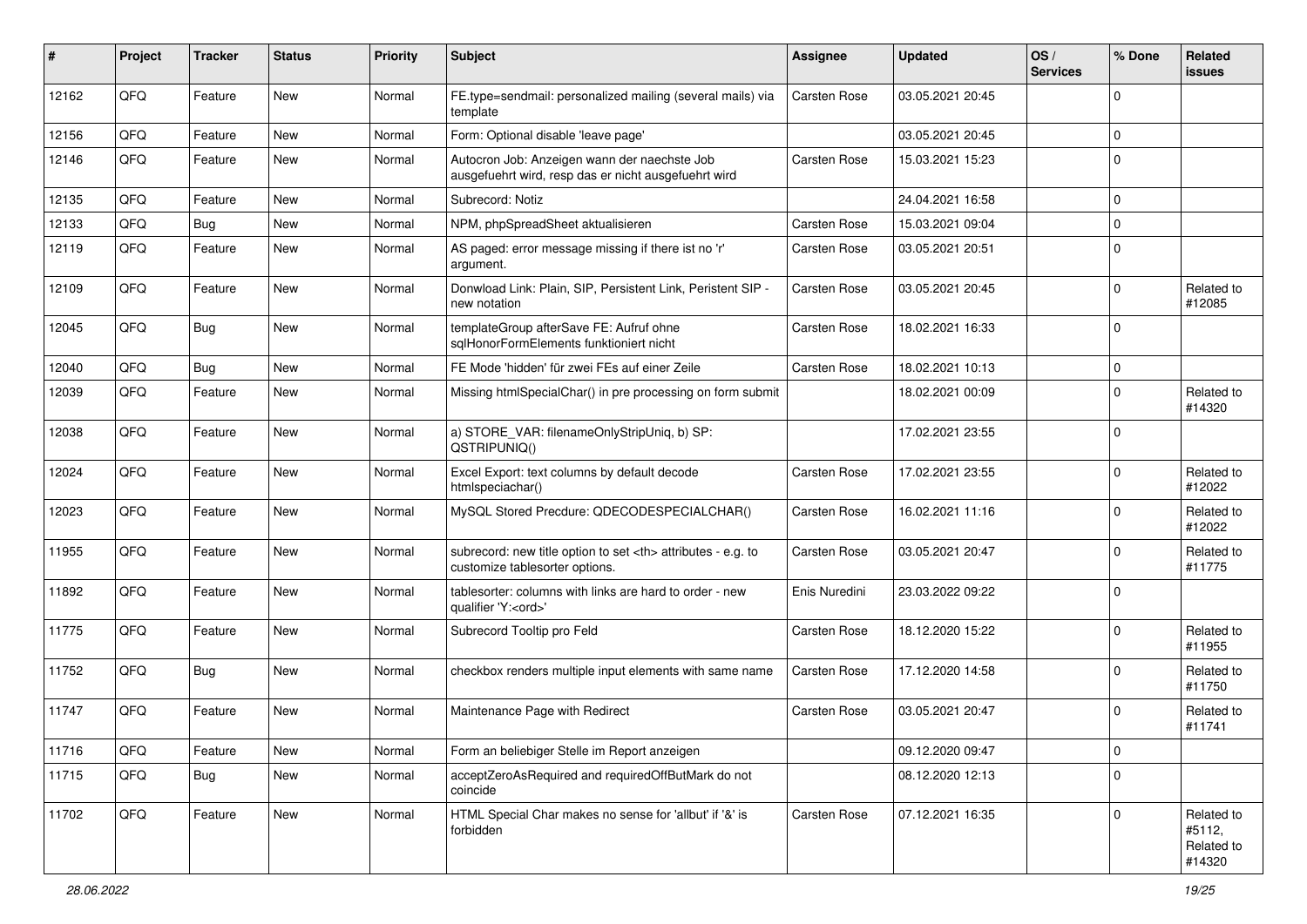| # | Project | Tracker | Status | Priority | Subject | Assignee | Updated | OS / Services | % Done | Related issues |
|---|---|---|---|---|---|---|---|---|---|---|
| 12162 | QFQ | Feature | New | Normal | FE.type=sendmail: personalized mailing (several mails) via template | Carsten Rose | 03.05.2021 20:45 | | 0 | |
| 12156 | QFQ | Feature | New | Normal | Form: Optional disable 'leave page' | | 03.05.2021 20:45 | | 0 | |
| 12146 | QFQ | Feature | New | Normal | Autocron Job: Anzeigen wann der naechste Job ausgefuehrt wird, resp das er nicht ausgefuehrt wird | Carsten Rose | 15.03.2021 15:23 | | 0 | |
| 12135 | QFQ | Feature | New | Normal | Subrecord: Notiz | | 24.04.2021 16:58 | | 0 | |
| 12133 | QFQ | Bug | New | Normal | NPM, phpSpreadSheet aktualisieren | Carsten Rose | 15.03.2021 09:04 | | 0 | |
| 12119 | QFQ | Feature | New | Normal | AS paged: error message missing if there ist no 'r' argument. | Carsten Rose | 03.05.2021 20:51 | | 0 | |
| 12109 | QFQ | Feature | New | Normal | Donwload Link: Plain, SIP, Persistent Link, Peristent SIP - new notation | Carsten Rose | 03.05.2021 20:45 | | 0 | Related to #12085 |
| 12045 | QFQ | Bug | New | Normal | templateGroup afterSave FE: Aufruf ohne sqlHonorFormElements funktioniert nicht | Carsten Rose | 18.02.2021 16:33 | | 0 | |
| 12040 | QFQ | Bug | New | Normal | FE Mode 'hidden' für zwei FEs auf einer Zeile | Carsten Rose | 18.02.2021 10:13 | | 0 | |
| 12039 | QFQ | Feature | New | Normal | Missing htmlSpecialChar() in pre processing on form submit | | 18.02.2021 00:09 | | 0 | Related to #14320 |
| 12038 | QFQ | Feature | New | Normal | a) STORE_VAR: filenameOnlyStripUniq, b) SP: QSTRIPUNIQ() | | 17.02.2021 23:55 | | 0 | |
| 12024 | QFQ | Feature | New | Normal | Excel Export: text columns by default decode htmlspeciachar() | Carsten Rose | 17.02.2021 23:55 | | 0 | Related to #12022 |
| 12023 | QFQ | Feature | New | Normal | MySQL Stored Precdure: QDECODESPECIALCHAR() | Carsten Rose | 16.02.2021 11:16 | | 0 | Related to #12022 |
| 11955 | QFQ | Feature | New | Normal | subrecord: new title option to set <th> attributes - e.g. to customize tablesorter options. | Carsten Rose | 03.05.2021 20:47 | | 0 | Related to #11775 |
| 11892 | QFQ | Feature | New | Normal | tablesorter: columns with links are hard to order - new qualifier 'Y:<ord>' | Enis Nuredini | 23.03.2022 09:22 | | 0 | |
| 11775 | QFQ | Feature | New | Normal | Subrecord Tooltip pro Feld | Carsten Rose | 18.12.2020 15:22 | | 0 | Related to #11955 |
| 11752 | QFQ | Bug | New | Normal | checkbox renders multiple input elements with same name | Carsten Rose | 17.12.2020 14:58 | | 0 | Related to #11750 |
| 11747 | QFQ | Feature | New | Normal | Maintenance Page with Redirect | Carsten Rose | 03.05.2021 20:47 | | 0 | Related to #11741 |
| 11716 | QFQ | Feature | New | Normal | Form an beliebiger Stelle im Report anzeigen | | 09.12.2020 09:47 | | 0 | |
| 11715 | QFQ | Bug | New | Normal | acceptZeroAsRequired and requiredOffButMark do not coincide | | 08.12.2020 12:13 | | 0 | |
| 11702 | QFQ | Feature | New | Normal | HTML Special Char makes no sense for 'allbut' if '&' is forbidden | Carsten Rose | 07.12.2021 16:35 | | 0 | Related to #5112, Related to #14320 |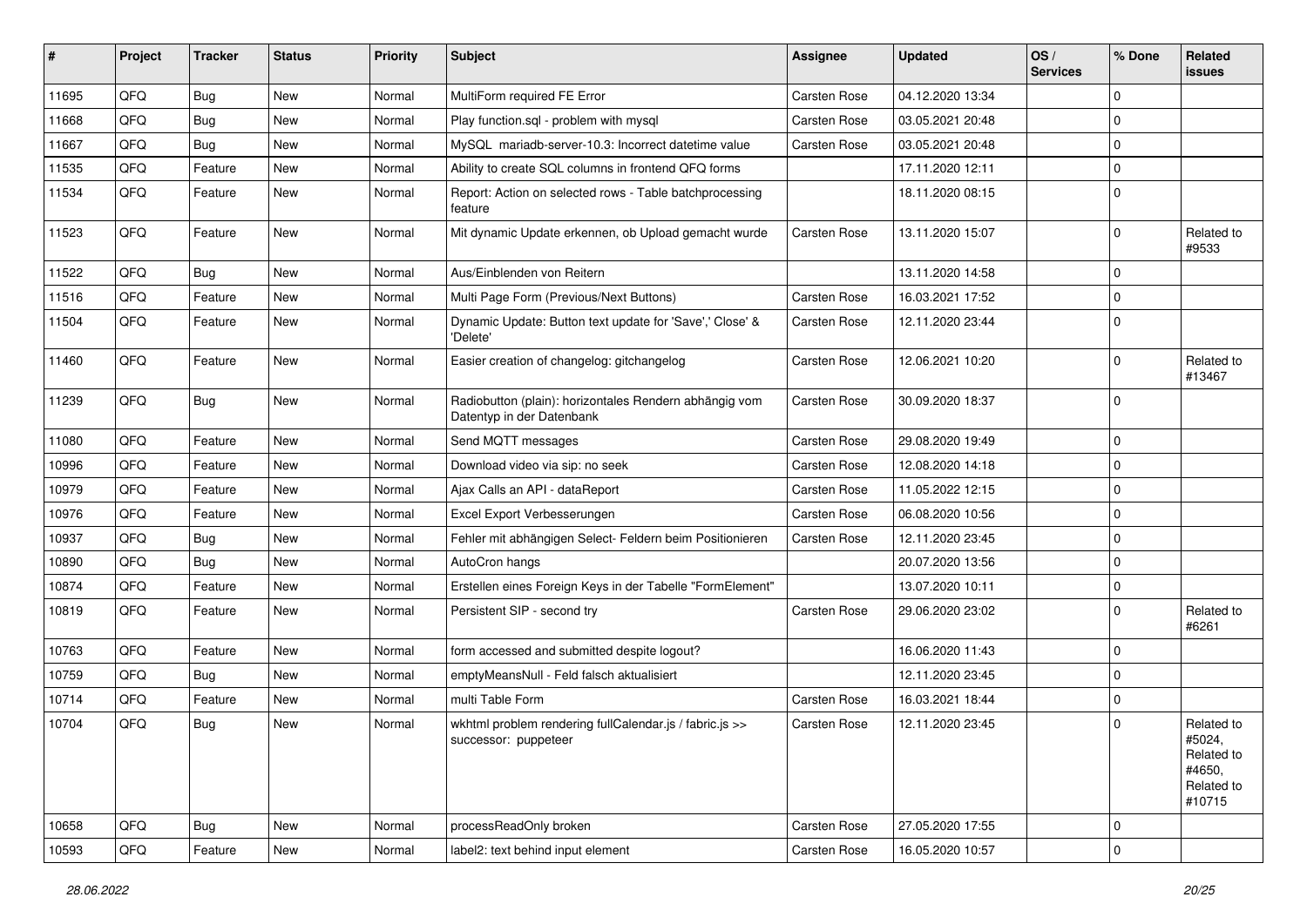| # | Project | Tracker | Status | Priority | Subject | Assignee | Updated | OS / Services | % Done | Related issues |
|---|---|---|---|---|---|---|---|---|---|---|
| 11695 | QFQ | Bug | New | Normal | MultiForm required FE Error | Carsten Rose | 04.12.2020 13:34 | | 0 | |
| 11668 | QFQ | Bug | New | Normal | Play function.sql - problem with mysql | Carsten Rose | 03.05.2021 20:48 | | 0 | |
| 11667 | QFQ | Bug | New | Normal | MySQL mariadb-server-10.3: Incorrect datetime value | Carsten Rose | 03.05.2021 20:48 | | 0 | |
| 11535 | QFQ | Feature | New | Normal | Ability to create SQL columns in frontend QFQ forms | | 17.11.2020 12:11 | | 0 | |
| 11534 | QFQ | Feature | New | Normal | Report: Action on selected rows - Table batchprocessing feature | | 18.11.2020 08:15 | | 0 | |
| 11523 | QFQ | Feature | New | Normal | Mit dynamic Update erkennen, ob Upload gemacht wurde | Carsten Rose | 13.11.2020 15:07 | | 0 | Related to #9533 |
| 11522 | QFQ | Bug | New | Normal | Aus/Einblenden von Reitern | | 13.11.2020 14:58 | | 0 | |
| 11516 | QFQ | Feature | New | Normal | Multi Page Form (Previous/Next Buttons) | Carsten Rose | 16.03.2021 17:52 | | 0 | |
| 11504 | QFQ | Feature | New | Normal | Dynamic Update: Button text update for 'Save',' Close' & 'Delete' | Carsten Rose | 12.11.2020 23:44 | | 0 | |
| 11460 | QFQ | Feature | New | Normal | Easier creation of changelog: gitchangelog | Carsten Rose | 12.06.2021 10:20 | | 0 | Related to #13467 |
| 11239 | QFQ | Bug | New | Normal | Radiobutton (plain): horizontales Rendern abhängig vom Datentyp in der Datenbank | Carsten Rose | 30.09.2020 18:37 | | 0 | |
| 11080 | QFQ | Feature | New | Normal | Send MQTT messages | Carsten Rose | 29.08.2020 19:49 | | 0 | |
| 10996 | QFQ | Feature | New | Normal | Download video via sip: no seek | Carsten Rose | 12.08.2020 14:18 | | 0 | |
| 10979 | QFQ | Feature | New | Normal | Ajax Calls an API - dataReport | Carsten Rose | 11.05.2022 12:15 | | 0 | |
| 10976 | QFQ | Feature | New | Normal | Excel Export Verbesserungen | Carsten Rose | 06.08.2020 10:56 | | 0 | |
| 10937 | QFQ | Bug | New | Normal | Fehler mit abhängigen Select- Feldern beim Positionieren | Carsten Rose | 12.11.2020 23:45 | | 0 | |
| 10890 | QFQ | Bug | New | Normal | AutoCron hangs | | 20.07.2020 13:56 | | 0 | |
| 10874 | QFQ | Feature | New | Normal | Erstellen eines Foreign Keys in der Tabelle "FormElement" | | 13.07.2020 10:11 | | 0 | |
| 10819 | QFQ | Feature | New | Normal | Persistent SIP - second try | Carsten Rose | 29.06.2020 23:02 | | 0 | Related to #6261 |
| 10763 | QFQ | Feature | New | Normal | form accessed and submitted despite logout? | | 16.06.2020 11:43 | | 0 | |
| 10759 | QFQ | Bug | New | Normal | emptyMeansNull - Feld falsch aktualisiert | | 12.11.2020 23:45 | | 0 | |
| 10714 | QFQ | Feature | New | Normal | multi Table Form | Carsten Rose | 16.03.2021 18:44 | | 0 | |
| 10704 | QFQ | Bug | New | Normal | wkhtml problem rendering fullCalendar.js / fabric.js >> successor: puppeteer | Carsten Rose | 12.11.2020 23:45 | | 0 | Related to #5024, Related to #4650, Related to #10715 |
| 10658 | QFQ | Bug | New | Normal | processReadOnly broken | Carsten Rose | 27.05.2020 17:55 | | 0 | |
| 10593 | QFQ | Feature | New | Normal | label2: text behind input element | Carsten Rose | 16.05.2020 10:57 | | 0 | |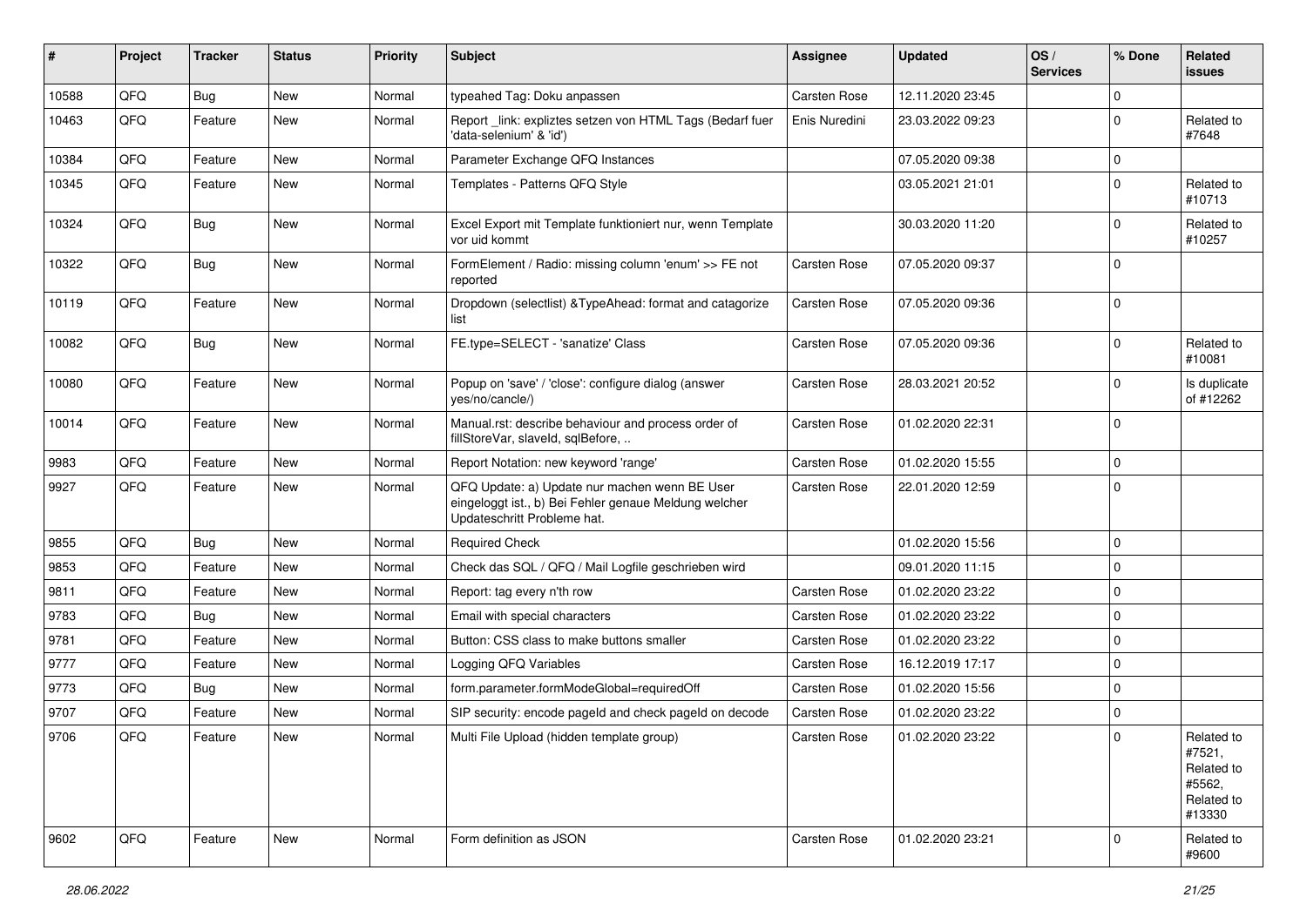| # | Project | Tracker | Status | Priority | Subject | Assignee | Updated | OS / Services | % Done | Related issues |
|---|---|---|---|---|---|---|---|---|---|---|
| 10588 | QFQ | Bug | New | Normal | typeahed Tag: Doku anpassen | Carsten Rose | 12.11.2020 23:45 | | 0 | |
| 10463 | QFQ | Feature | New | Normal | Report _link: expliztes setzen von HTML Tags (Bedarf fuer 'data-selenium' & 'id') | Enis Nuredini | 23.03.2022 09:23 | | 0 | Related to #7648 |
| 10384 | QFQ | Feature | New | Normal | Parameter Exchange QFQ Instances | | 07.05.2020 09:38 | | 0 | |
| 10345 | QFQ | Feature | New | Normal | Templates - Patterns QFQ Style | | 03.05.2021 21:01 | | 0 | Related to #10713 |
| 10324 | QFQ | Bug | New | Normal | Excel Export mit Template funktioniert nur, wenn Template vor uid kommt | | 30.03.2020 11:20 | | 0 | Related to #10257 |
| 10322 | QFQ | Bug | New | Normal | FormElement / Radio: missing column 'enum' >> FE not reported | Carsten Rose | 07.05.2020 09:37 | | 0 | |
| 10119 | QFQ | Feature | New | Normal | Dropdown (selectlist) &TypeAhead: format and catagorize list | Carsten Rose | 07.05.2020 09:36 | | 0 | |
| 10082 | QFQ | Bug | New | Normal | FE.type=SELECT - 'sanatize' Class | Carsten Rose | 07.05.2020 09:36 | | 0 | Related to #10081 |
| 10080 | QFQ | Feature | New | Normal | Popup on 'save' / 'close': configure dialog (answer yes/no/cancle/) | Carsten Rose | 28.03.2021 20:52 | | 0 | Is duplicate of #12262 |
| 10014 | QFQ | Feature | New | Normal | Manual.rst: describe behaviour and process order of fillStoreVar, slaveId, sqlBefore, .. | Carsten Rose | 01.02.2020 22:31 | | 0 | |
| 9983 | QFQ | Feature | New | Normal | Report Notation: new keyword 'range' | Carsten Rose | 01.02.2020 15:55 | | 0 | |
| 9927 | QFQ | Feature | New | Normal | QFQ Update: a) Update nur machen wenn BE User eingeloggt ist., b) Bei Fehler genaue Meldung welcher Updateschritt Probleme hat. | Carsten Rose | 22.01.2020 12:59 | | 0 | |
| 9855 | QFQ | Bug | New | Normal | Required Check | | 01.02.2020 15:56 | | 0 | |
| 9853 | QFQ | Feature | New | Normal | Check das SQL / QFQ / Mail Logfile geschrieben wird | | 09.01.2020 11:15 | | 0 | |
| 9811 | QFQ | Feature | New | Normal | Report: tag every n'th row | Carsten Rose | 01.02.2020 23:22 | | 0 | |
| 9783 | QFQ | Bug | New | Normal | Email with special characters | Carsten Rose | 01.02.2020 23:22 | | 0 | |
| 9781 | QFQ | Feature | New | Normal | Button: CSS class to make buttons smaller | Carsten Rose | 01.02.2020 23:22 | | 0 | |
| 9777 | QFQ | Feature | New | Normal | Logging QFQ Variables | Carsten Rose | 16.12.2019 17:17 | | 0 | |
| 9773 | QFQ | Bug | New | Normal | form.parameter.formModeGlobal=requiredOff | Carsten Rose | 01.02.2020 15:56 | | 0 | |
| 9707 | QFQ | Feature | New | Normal | SIP security: encode pageId and check pageId on decode | Carsten Rose | 01.02.2020 23:22 | | 0 | |
| 9706 | QFQ | Feature | New | Normal | Multi File Upload (hidden template group) | Carsten Rose | 01.02.2020 23:22 | | 0 | Related to #7521, Related to #5562, Related to #13330 |
| 9602 | QFQ | Feature | New | Normal | Form definition as JSON | Carsten Rose | 01.02.2020 23:21 | | 0 | Related to #9600 |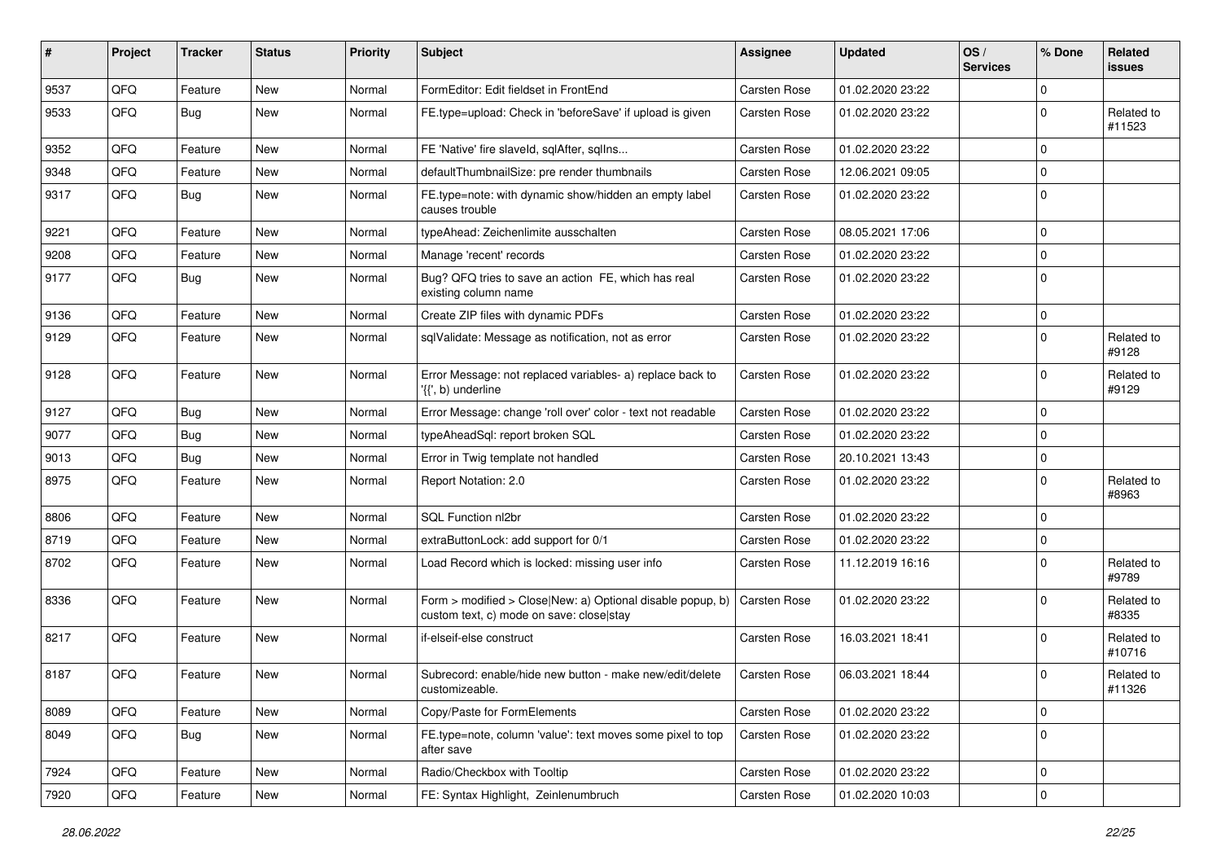| # | Project | Tracker | Status | Priority | Subject | Assignee | Updated | OS / Services | % Done | Related issues |
|---|---|---|---|---|---|---|---|---|---|---|
| 9537 | QFQ | Feature | New | Normal | FormEditor: Edit fieldset in FrontEnd | Carsten Rose | 01.02.2020 23:22 | | 0 | |
| 9533 | QFQ | Bug | New | Normal | FE.type=upload: Check in 'beforeSave' if upload is given | Carsten Rose | 01.02.2020 23:22 | | 0 | Related to #11523 |
| 9352 | QFQ | Feature | New | Normal | FE 'Native' fire slaveId, sqlAfter, sqlIns... | Carsten Rose | 01.02.2020 23:22 | | 0 | |
| 9348 | QFQ | Feature | New | Normal | defaultThumbnailSize: pre render thumbnails | Carsten Rose | 12.06.2021 09:05 | | 0 | |
| 9317 | QFQ | Bug | New | Normal | FE.type=note: with dynamic show/hidden an empty label causes trouble | Carsten Rose | 01.02.2020 23:22 | | 0 | |
| 9221 | QFQ | Feature | New | Normal | typeAhead: Zeichenlimite ausschalten | Carsten Rose | 08.05.2021 17:06 | | 0 | |
| 9208 | QFQ | Feature | New | Normal | Manage 'recent' records | Carsten Rose | 01.02.2020 23:22 | | 0 | |
| 9177 | QFQ | Bug | New | Normal | Bug? QFQ tries to save an action FE, which has real existing column name | Carsten Rose | 01.02.2020 23:22 | | 0 | |
| 9136 | QFQ | Feature | New | Normal | Create ZIP files with dynamic PDFs | Carsten Rose | 01.02.2020 23:22 | | 0 | |
| 9129 | QFQ | Feature | New | Normal | sqlValidate: Message as notification, not as error | Carsten Rose | 01.02.2020 23:22 | | 0 | Related to #9128 |
| 9128 | QFQ | Feature | New | Normal | Error Message: not replaced variables- a) replace back to '{{', b) underline | Carsten Rose | 01.02.2020 23:22 | | 0 | Related to #9129 |
| 9127 | QFQ | Bug | New | Normal | Error Message: change 'roll over' color - text not readable | Carsten Rose | 01.02.2020 23:22 | | 0 | |
| 9077 | QFQ | Bug | New | Normal | typeAheadSql: report broken SQL | Carsten Rose | 01.02.2020 23:22 | | 0 | |
| 9013 | QFQ | Bug | New | Normal | Error in Twig template not handled | Carsten Rose | 20.10.2021 13:43 | | 0 | |
| 8975 | QFQ | Feature | New | Normal | Report Notation: 2.0 | Carsten Rose | 01.02.2020 23:22 | | 0 | Related to #8963 |
| 8806 | QFQ | Feature | New | Normal | SQL Function nl2br | Carsten Rose | 01.02.2020 23:22 | | 0 | |
| 8719 | QFQ | Feature | New | Normal | extraButtonLock: add support for 0/1 | Carsten Rose | 01.02.2020 23:22 | | 0 | |
| 8702 | QFQ | Feature | New | Normal | Load Record which is locked: missing user info | Carsten Rose | 11.12.2019 16:16 | | 0 | Related to #9789 |
| 8336 | QFQ | Feature | New | Normal | Form > modified > Close\|New: a) Optional disable popup, b) custom text, c) mode on save: close\|stay | Carsten Rose | 01.02.2020 23:22 | | 0 | Related to #8335 |
| 8217 | QFQ | Feature | New | Normal | if-elseif-else construct | Carsten Rose | 16.03.2021 18:41 | | 0 | Related to #10716 |
| 8187 | QFQ | Feature | New | Normal | Subrecord: enable/hide new button - make new/edit/delete customizeable. | Carsten Rose | 06.03.2021 18:44 | | 0 | Related to #11326 |
| 8089 | QFQ | Feature | New | Normal | Copy/Paste for FormElements | Carsten Rose | 01.02.2020 23:22 | | 0 | |
| 8049 | QFQ | Bug | New | Normal | FE.type=note, column 'value': text moves some pixel to top after save | Carsten Rose | 01.02.2020 23:22 | | 0 | |
| 7924 | QFQ | Feature | New | Normal | Radio/Checkbox with Tooltip | Carsten Rose | 01.02.2020 23:22 | | 0 | |
| 7920 | QFQ | Feature | New | Normal | FE: Syntax Highlight, Zeinlenumbruch | Carsten Rose | 01.02.2020 10:03 | | 0 | |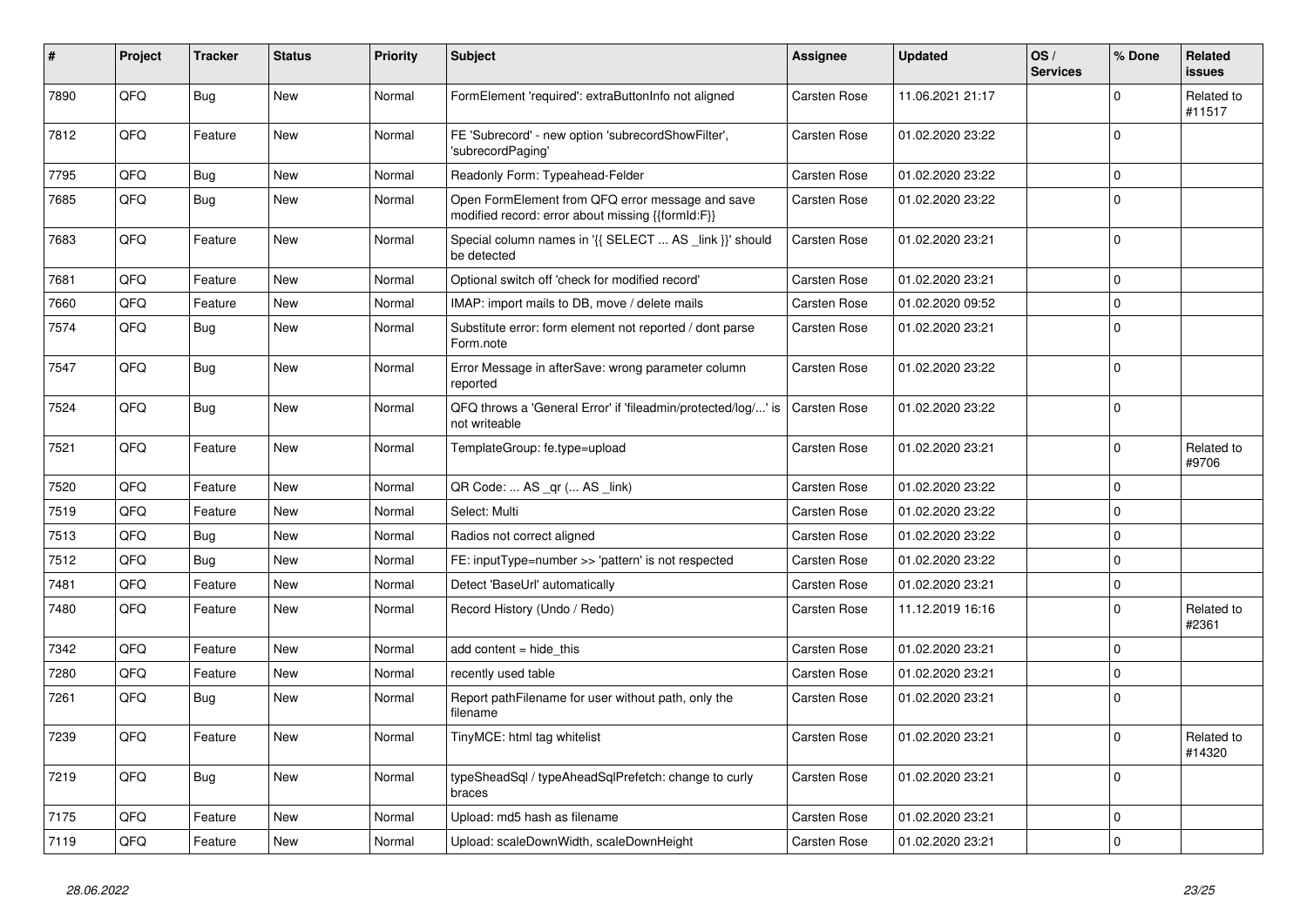| # | Project | Tracker | Status | Priority | Subject | Assignee | Updated | OS / Services | % Done | Related issues |
|---|---|---|---|---|---|---|---|---|---|---|
| 7890 | QFQ | Bug | New | Normal | FormElement 'required': extraButtonInfo not aligned | Carsten Rose | 11.06.2021 21:17 | | 0 | Related to #11517 |
| 7812 | QFQ | Feature | New | Normal | FE 'Subrecord' - new option 'subrecordShowFilter', 'subrecordPaging' | Carsten Rose | 01.02.2020 23:22 | | 0 | |
| 7795 | QFQ | Bug | New | Normal | Readonly Form: Typeahead-Felder | Carsten Rose | 01.02.2020 23:22 | | 0 | |
| 7685 | QFQ | Bug | New | Normal | Open FormElement from QFQ error message and save modified record: error about missing {{formId:F}} | Carsten Rose | 01.02.2020 23:22 | | 0 | |
| 7683 | QFQ | Feature | New | Normal | Special column names in '{{ SELECT ... AS _link }}' should be detected | Carsten Rose | 01.02.2020 23:21 | | 0 | |
| 7681 | QFQ | Feature | New | Normal | Optional switch off 'check for modified record' | Carsten Rose | 01.02.2020 23:21 | | 0 | |
| 7660 | QFQ | Feature | New | Normal | IMAP: import mails to DB, move / delete mails | Carsten Rose | 01.02.2020 09:52 | | 0 | |
| 7574 | QFQ | Bug | New | Normal | Substitute error: form element not reported / dont parse Form.note | Carsten Rose | 01.02.2020 23:21 | | 0 | |
| 7547 | QFQ | Bug | New | Normal | Error Message in afterSave: wrong parameter column reported | Carsten Rose | 01.02.2020 23:22 | | 0 | |
| 7524 | QFQ | Bug | New | Normal | QFQ throws a 'General Error' if 'fileadmin/protected/log/...' is not writeable | Carsten Rose | 01.02.2020 23:22 | | 0 | |
| 7521 | QFQ | Feature | New | Normal | TemplateGroup: fe.type=upload | Carsten Rose | 01.02.2020 23:21 | | 0 | Related to #9706 |
| 7520 | QFQ | Feature | New | Normal | QR Code: ... AS _qr (... AS _link) | Carsten Rose | 01.02.2020 23:22 | | 0 | |
| 7519 | QFQ | Feature | New | Normal | Select: Multi | Carsten Rose | 01.02.2020 23:22 | | 0 | |
| 7513 | QFQ | Bug | New | Normal | Radios not correct aligned | Carsten Rose | 01.02.2020 23:22 | | 0 | |
| 7512 | QFQ | Bug | New | Normal | FE: inputType=number >> 'pattern' is not respected | Carsten Rose | 01.02.2020 23:22 | | 0 | |
| 7481 | QFQ | Feature | New | Normal | Detect 'BaseUrl' automatically | Carsten Rose | 01.02.2020 23:21 | | 0 | |
| 7480 | QFQ | Feature | New | Normal | Record History (Undo / Redo) | Carsten Rose | 11.12.2019 16:16 | | 0 | Related to #2361 |
| 7342 | QFQ | Feature | New | Normal | add content = hide_this | Carsten Rose | 01.02.2020 23:21 | | 0 | |
| 7280 | QFQ | Feature | New | Normal | recently used table | Carsten Rose | 01.02.2020 23:21 | | 0 | |
| 7261 | QFQ | Bug | New | Normal | Report pathFilename for user without path, only the filename | Carsten Rose | 01.02.2020 23:21 | | 0 | |
| 7239 | QFQ | Feature | New | Normal | TinyMCE: html tag whitelist | Carsten Rose | 01.02.2020 23:21 | | 0 | Related to #14320 |
| 7219 | QFQ | Bug | New | Normal | typeSheadSql / typeAheadSqlPrefetch: change to curly braces | Carsten Rose | 01.02.2020 23:21 | | 0 | |
| 7175 | QFQ | Feature | New | Normal | Upload: md5 hash as filename | Carsten Rose | 01.02.2020 23:21 | | 0 | |
| 7119 | QFQ | Feature | New | Normal | Upload: scaleDownWidth, scaleDownHeight | Carsten Rose | 01.02.2020 23:21 | | 0 | |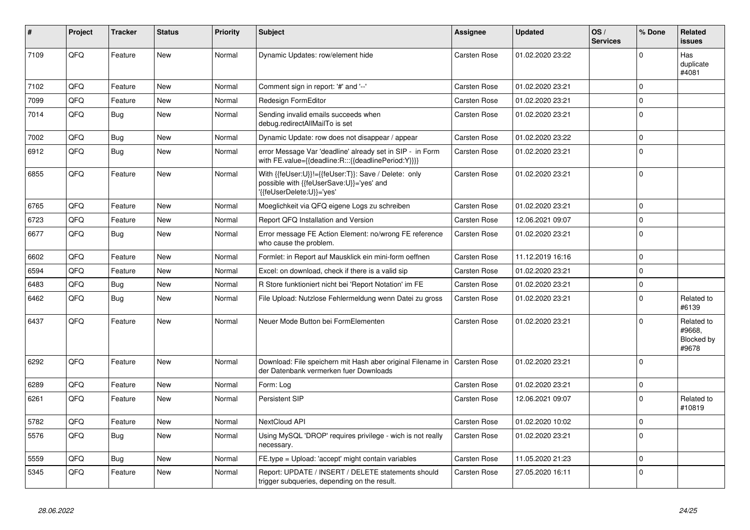| # | Project | Tracker | Status | Priority | Subject | Assignee | Updated | OS / Services | % Done | Related issues |
|---|---|---|---|---|---|---|---|---|---|---|
| 7109 | QFQ | Feature | New | Normal | Dynamic Updates: row/element hide | Carsten Rose | 01.02.2020 23:22 | | 0 | Has duplicate #4081 |
| 7102 | QFQ | Feature | New | Normal | Comment sign in report: '#' and '--' | Carsten Rose | 01.02.2020 23:21 | | 0 | |
| 7099 | QFQ | Feature | New | Normal | Redesign FormEditor | Carsten Rose | 01.02.2020 23:21 | | 0 | |
| 7014 | QFQ | Bug | New | Normal | Sending invalid emails succeeds when debug.redirectAllMailTo is set | Carsten Rose | 01.02.2020 23:21 | | 0 | |
| 7002 | QFQ | Bug | New | Normal | Dynamic Update: row does not disappear / appear | Carsten Rose | 01.02.2020 23:22 | | 0 | |
| 6912 | QFQ | Bug | New | Normal | error Message Var 'deadline' already set in SIP - in Form with FE.value={{deadline:R:::{{deadlinePeriod:Y}}}} | Carsten Rose | 01.02.2020 23:21 | | 0 | |
| 6855 | QFQ | Feature | New | Normal | With {{feUser:U}}!={{feUser:T}}: Save / Delete: only possible with {{feUserSave:U}}='yes' and '{{feUserDelete:U}}='yes' | Carsten Rose | 01.02.2020 23:21 | | 0 | |
| 6765 | QFQ | Feature | New | Normal | Moeglichkeit via QFQ eigene Logs zu schreiben | Carsten Rose | 01.02.2020 23:21 | | 0 | |
| 6723 | QFQ | Feature | New | Normal | Report QFQ Installation and Version | Carsten Rose | 12.06.2021 09:07 | | 0 | |
| 6677 | QFQ | Bug | New | Normal | Error message FE Action Element: no/wrong FE reference who cause the problem. | Carsten Rose | 01.02.2020 23:21 | | 0 | |
| 6602 | QFQ | Feature | New | Normal | Formlet: in Report auf Mausklick ein mini-form oeffnen | Carsten Rose | 11.12.2019 16:16 | | 0 | |
| 6594 | QFQ | Feature | New | Normal | Excel: on download, check if there is a valid sip | Carsten Rose | 01.02.2020 23:21 | | 0 | |
| 6483 | QFQ | Bug | New | Normal | R Store funktioniert nicht bei 'Report Notation' im FE | Carsten Rose | 01.02.2020 23:21 | | 0 | |
| 6462 | QFQ | Bug | New | Normal | File Upload: Nutzlose Fehlermeldung wenn Datei zu gross | Carsten Rose | 01.02.2020 23:21 | | 0 | Related to #6139 |
| 6437 | QFQ | Feature | New | Normal | Neuer Mode Button bei FormElementen | Carsten Rose | 01.02.2020 23:21 | | 0 | Related to #9668, Blocked by #9678 |
| 6292 | QFQ | Feature | New | Normal | Download: File speichern mit Hash aber original Filename in der Datenbank vermerken fuer Downloads | Carsten Rose | 01.02.2020 23:21 | | 0 | |
| 6289 | QFQ | Feature | New | Normal | Form: Log | Carsten Rose | 01.02.2020 23:21 | | 0 | |
| 6261 | QFQ | Feature | New | Normal | Persistent SIP | Carsten Rose | 12.06.2021 09:07 | | 0 | Related to #10819 |
| 5782 | QFQ | Feature | New | Normal | NextCloud API | Carsten Rose | 01.02.2020 10:02 | | 0 | |
| 5576 | QFQ | Bug | New | Normal | Using MySQL 'DROP' requires privilege - wich is not really necessary. | Carsten Rose | 01.02.2020 23:21 | | 0 | |
| 5559 | QFQ | Bug | New | Normal | FE.type = Upload: 'accept' might contain variables | Carsten Rose | 11.05.2020 21:23 | | 0 | |
| 5345 | QFQ | Feature | New | Normal | Report: UPDATE / INSERT / DELETE statements should trigger subqueries, depending on the result. | Carsten Rose | 27.05.2020 16:11 | | 0 | |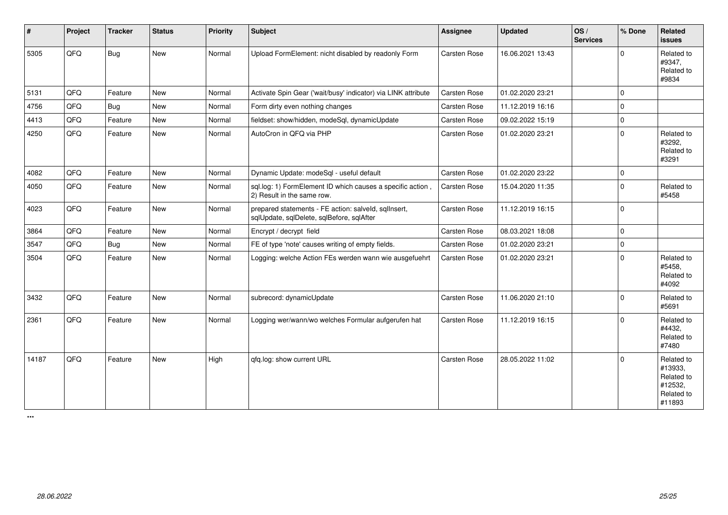| # | Project | Tracker | Status | Priority | Subject | Assignee | Updated | OS / Services | % Done | Related issues |
|---|---|---|---|---|---|---|---|---|---|---|
| 5305 | QFQ | Bug | New | Normal | Upload FormElement: nicht disabled by readonly Form | Carsten Rose | 16.06.2021 13:43 | | 0 | Related to #9347, Related to #9834 |
| 5131 | QFQ | Feature | New | Normal | Activate Spin Gear ('wait/busy' indicator) via LINK attribute | Carsten Rose | 01.02.2020 23:21 | | 0 | |
| 4756 | QFQ | Bug | New | Normal | Form dirty even nothing changes | Carsten Rose | 11.12.2019 16:16 | | 0 | |
| 4413 | QFQ | Feature | New | Normal | fieldset: show/hidden, modeSql, dynamicUpdate | Carsten Rose | 09.02.2022 15:19 | | 0 | |
| 4250 | QFQ | Feature | New | Normal | AutoCron in QFQ via PHP | Carsten Rose | 01.02.2020 23:21 | | 0 | Related to #3292, Related to #3291 |
| 4082 | QFQ | Feature | New | Normal | Dynamic Update: modeSql - useful default | Carsten Rose | 01.02.2020 23:22 | | 0 | |
| 4050 | QFQ | Feature | New | Normal | sql.log: 1) FormElement ID which causes a specific action , 2) Result in the same row. | Carsten Rose | 15.04.2020 11:35 | | 0 | Related to #5458 |
| 4023 | QFQ | Feature | New | Normal | prepared statements - FE action: salveld, sqlInsert, sqlUpdate, sqlDelete, sqlBefore, sqlAfter | Carsten Rose | 11.12.2019 16:15 | | 0 | |
| 3864 | QFQ | Feature | New | Normal | Encrypt / decrypt field | Carsten Rose | 08.03.2021 18:08 | | 0 | |
| 3547 | QFQ | Bug | New | Normal | FE of type 'note' causes writing of empty fields. | Carsten Rose | 01.02.2020 23:21 | | 0 | |
| 3504 | QFQ | Feature | New | Normal | Logging: welche Action FEs werden wann wie ausgefuehrt | Carsten Rose | 01.02.2020 23:21 | | 0 | Related to #5458, Related to #4092 |
| 3432 | QFQ | Feature | New | Normal | subrecord: dynamicUpdate | Carsten Rose | 11.06.2020 21:10 | | 0 | Related to #5691 |
| 2361 | QFQ | Feature | New | Normal | Logging wer/wann/wo welches Formular aufgerufen hat | Carsten Rose | 11.12.2019 16:15 | | 0 | Related to #4432, Related to #7480 |
| 14187 | QFQ | Feature | New | High | qfq.log: show current URL | Carsten Rose | 28.05.2022 11:02 | | 0 | Related to #13933, Related to #12532, Related to #11893 |

...